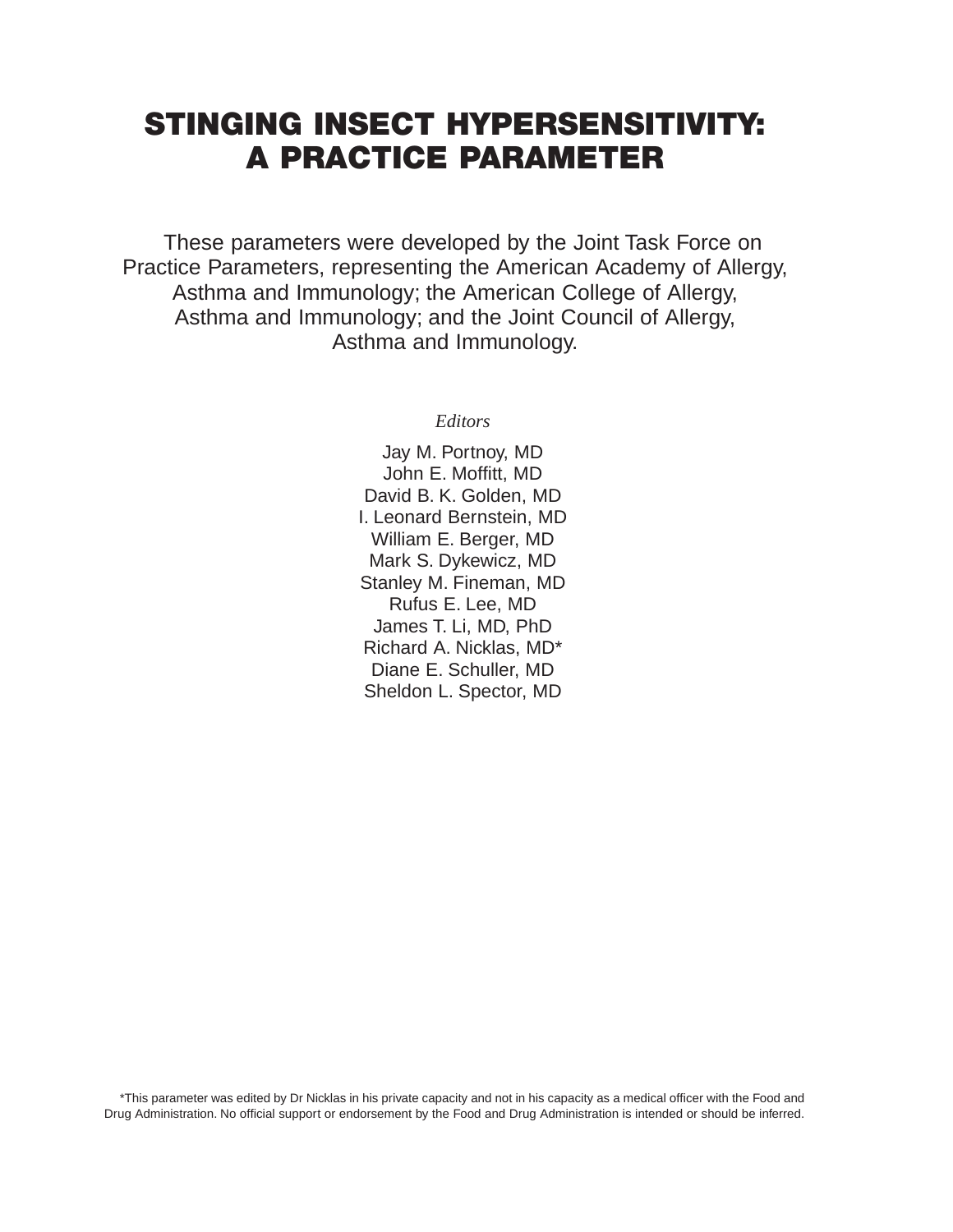# STINGING INSECT HYPERSENSITIVITY: A PRACTICE PARAMETER

These parameters were developed by the Joint Task Force on Practice Parameters, representing the American Academy of Allergy, Asthma and Immunology; the American College of Allergy, Asthma and Immunology; and the Joint Council of Allergy, Asthma and Immunology.

*Editors*

Jay M. Portnoy, MD
John E. Moffitt, MD
David B. K. Golden, MD
I. Leonard Bernstein, MD
William E. Berger, MD
Mark S. Dykewicz, MD
Stanley M. Fineman, MD
Rufus E. Lee, MD
James T. Li, MD, PhD
Richard A. Nicklas, MD*
Diane E. Schuller, MD
Sheldon L. Spector, MD

*This parameter was edited by Dr Nicklas in his private capacity and not in his capacity as a medical officer with the Food and Drug Administration. No official support or endorsement by the Food and Drug Administration is intended or should be inferred.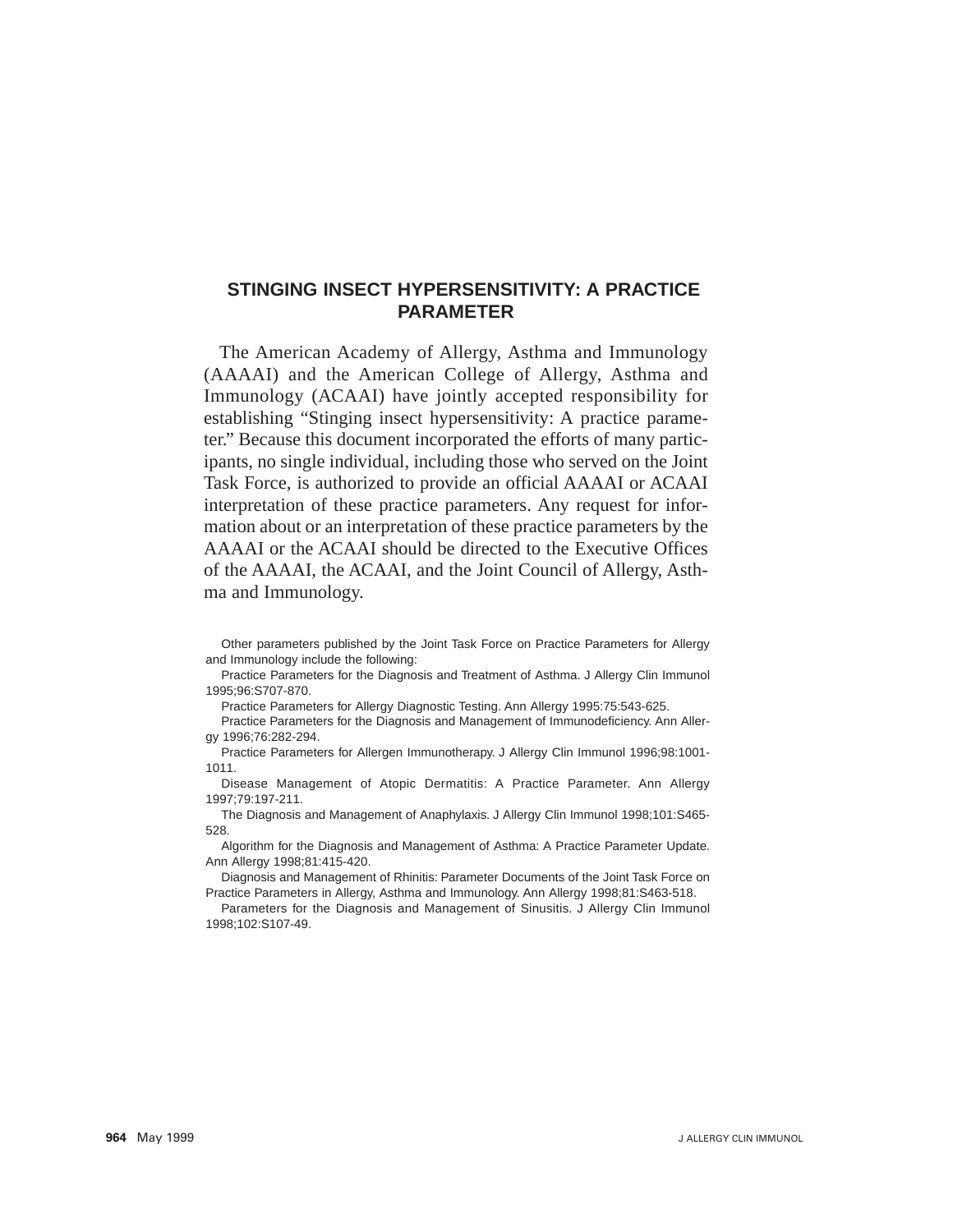## STINGING INSECT HYPERSENSITIVITY: A PRACTICE PARAMETER

The American Academy of Allergy, Asthma and Immunology (AAAAI) and the American College of Allergy, Asthma and Immunology (ACAAI) have jointly accepted responsibility for establishing "Stinging insect hypersensitivity: A practice parameter." Because this document incorporated the efforts of many participants, no single individual, including those who served on the Joint Task Force, is authorized to provide an official AAAAI or ACAAI interpretation of these practice parameters. Any request for information about or an interpretation of these practice parameters by the AAAAI or the ACAAI should be directed to the Executive Offices of the AAAAI, the ACAAI, and the Joint Council of Allergy, Asthma and Immunology.

Other parameters published by the Joint Task Force on Practice Parameters for Allergy and Immunology include the following:

Practice Parameters for the Diagnosis and Treatment of Asthma. J Allergy Clin Immunol 1995;96:S707-870.

Practice Parameters for Allergy Diagnostic Testing. Ann Allergy 1995:75:543-625.

Practice Parameters for the Diagnosis and Management of Immunodeficiency. Ann Allergy 1996;76:282-294.

Practice Parameters for Allergen Immunotherapy. J Allergy Clin Immunol 1996;98:1001-1011.

Disease Management of Atopic Dermatitis: A Practice Parameter. Ann Allergy 1997;79:197-211.

The Diagnosis and Management of Anaphylaxis. J Allergy Clin Immunol 1998;101:S465-528.

Algorithm for the Diagnosis and Management of Asthma: A Practice Parameter Update. Ann Allergy 1998;81:415-420.

Diagnosis and Management of Rhinitis: Parameter Documents of the Joint Task Force on Practice Parameters in Allergy, Asthma and Immunology. Ann Allergy 1998;81:S463-518.

Parameters for the Diagnosis and Management of Sinusitis. J Allergy Clin Immunol 1998;102:S107-49.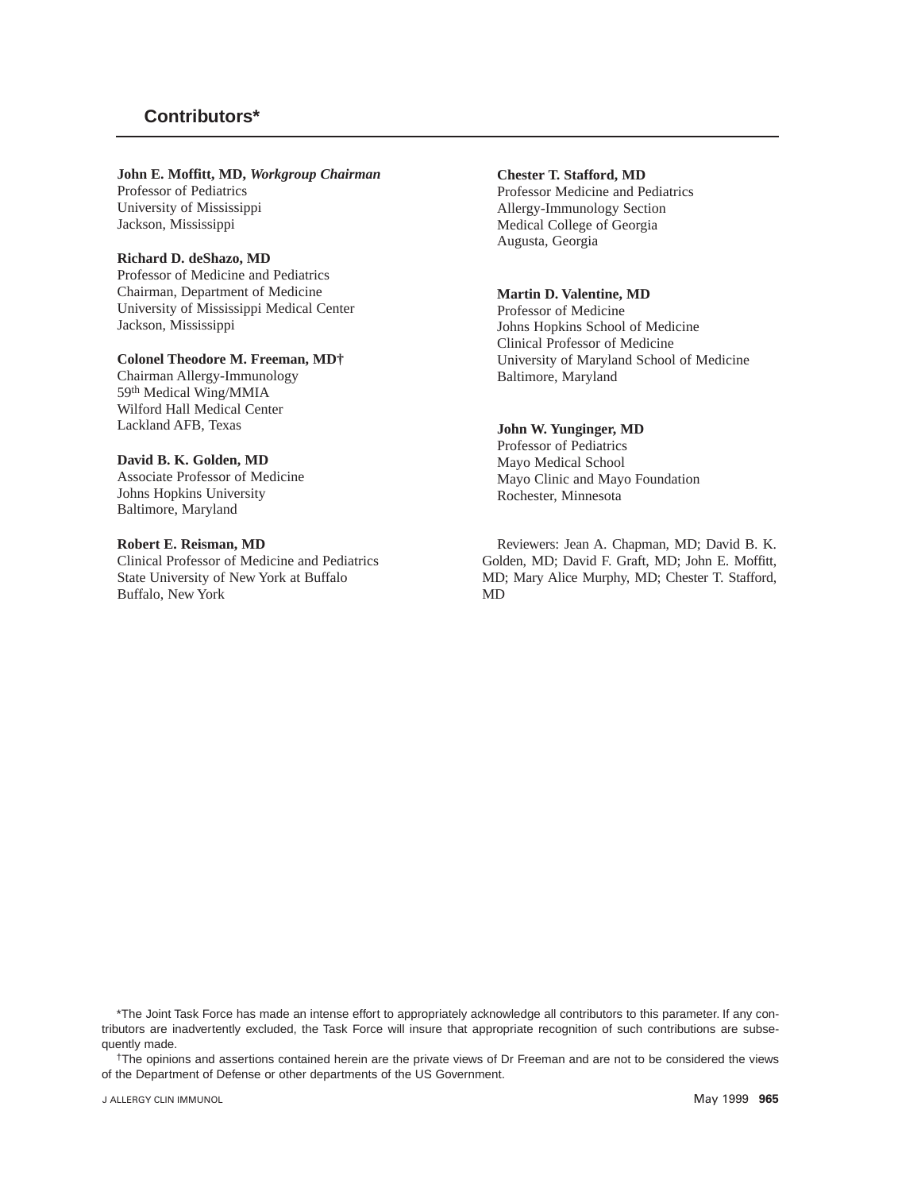## Contributors*

**John E. Moffitt, MD, *Workgroup Chairman***
Professor of Pediatrics
University of Mississippi
Jackson, Mississippi

**Richard D. deShazo, MD**
Professor of Medicine and Pediatrics
Chairman, Department of Medicine
University of Mississippi Medical Center
Jackson, Mississippi

**Colonel Theodore M. Freeman, MD†**
Chairman Allergy-Immunology
59th Medical Wing/MMIA
Wilford Hall Medical Center
Lackland AFB, Texas

**David B. K. Golden, MD**
Associate Professor of Medicine
Johns Hopkins University
Baltimore, Maryland

**Robert E. Reisman, MD**
Clinical Professor of Medicine and Pediatrics
State University of New York at Buffalo
Buffalo, New York

**Chester T. Stafford, MD**
Professor Medicine and Pediatrics
Allergy-Immunology Section
Medical College of Georgia
Augusta, Georgia

**Martin D. Valentine, MD**
Professor of Medicine
Johns Hopkins School of Medicine
Clinical Professor of Medicine
University of Maryland School of Medicine
Baltimore, Maryland

**John W. Yunginger, MD**
Professor of Pediatrics
Mayo Medical School
Mayo Clinic and Mayo Foundation
Rochester, Minnesota

Reviewers: Jean A. Chapman, MD; David B. K. Golden, MD; David F. Graft, MD; John E. Moffitt, MD; Mary Alice Murphy, MD; Chester T. Stafford, MD

*The Joint Task Force has made an intense effort to appropriately acknowledge all contributors to this parameter. If any contributors are inadvertently excluded, the Task Force will insure that appropriate recognition of such contributions are subsequently made.

†The opinions and assertions contained herein are the private views of Dr Freeman and are not to be considered the views of the Department of Defense or other departments of the US Government.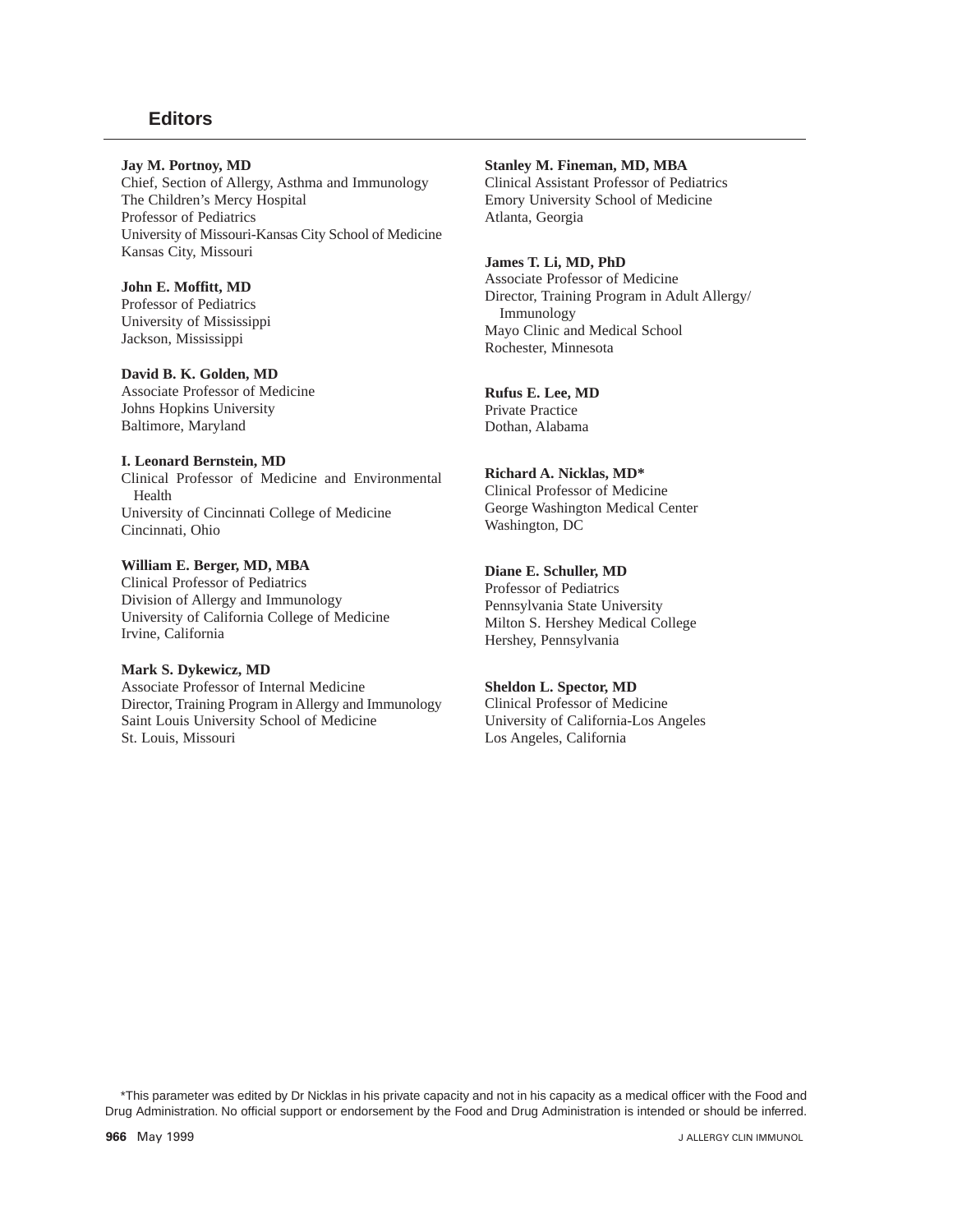## Editors

**Jay M. Portnoy, MD**
Chief, Section of Allergy, Asthma and Immunology
The Children's Mercy Hospital
Professor of Pediatrics
University of Missouri-Kansas City School of Medicine
Kansas City, Missouri

**John E. Moffitt, MD**
Professor of Pediatrics
University of Mississippi
Jackson, Mississippi

**David B. K. Golden, MD**
Associate Professor of Medicine
Johns Hopkins University
Baltimore, Maryland

**I. Leonard Bernstein, MD**
Clinical Professor of Medicine and Environmental Health
University of Cincinnati College of Medicine
Cincinnati, Ohio

**William E. Berger, MD, MBA**
Clinical Professor of Pediatrics
Division of Allergy and Immunology
University of California College of Medicine
Irvine, California

**Mark S. Dykewicz, MD**
Associate Professor of Internal Medicine
Director, Training Program in Allergy and Immunology
Saint Louis University School of Medicine
St. Louis, Missouri

**Stanley M. Fineman, MD, MBA**
Clinical Assistant Professor of Pediatrics
Emory University School of Medicine
Atlanta, Georgia

**James T. Li, MD, PhD**
Associate Professor of Medicine
Director, Training Program in Adult Allergy/Immunology
Mayo Clinic and Medical School
Rochester, Minnesota

**Rufus E. Lee, MD**
Private Practice
Dothan, Alabama

**Richard A. Nicklas, MD***
Clinical Professor of Medicine
George Washington Medical Center
Washington, DC

**Diane E. Schuller, MD**
Professor of Pediatrics
Pennsylvania State University
Milton S. Hershey Medical College
Hershey, Pennsylvania

**Sheldon L. Spector, MD**
Clinical Professor of Medicine
University of California-Los Angeles
Los Angeles, California

*This parameter was edited by Dr Nicklas in his private capacity and not in his capacity as a medical officer with the Food and Drug Administration. No official support or endorsement by the Food and Drug Administration is intended or should be inferred.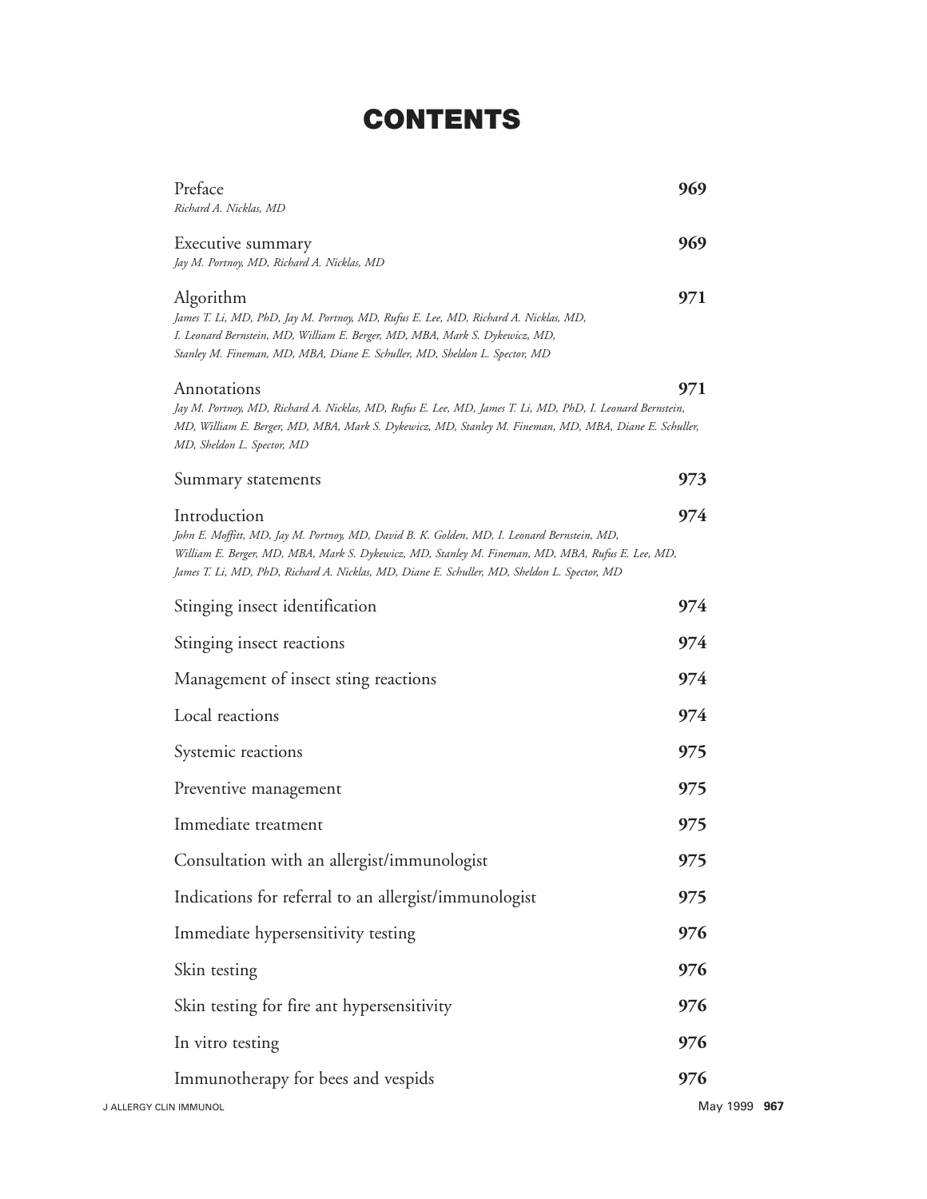# CONTENTS

| | |
|---|---|
| Preface<br>*Richard A. Nicklas, MD* | **969** |
| Executive summary<br>*Jay M. Portnoy, MD, Richard A. Nicklas, MD* | **969** |
| Algorithm<br>*James T. Li, MD, PhD, Jay M. Portnoy, MD, Rufus E. Lee, MD, Richard A. Nicklas, MD, I. Leonard Bernstein, MD, William E. Berger, MD, MBA, Mark S. Dykewicz, MD, Stanley M. Fineman, MD, MBA, Diane E. Schuller, MD, Sheldon L. Spector, MD* | **971** |
| Annotations<br>*Jay M. Portnoy, MD, Richard A. Nicklas, MD, Rufus E. Lee, MD, James T. Li, MD, PhD, I. Leonard Bernstein, MD, William E. Berger, MD, MBA, Mark S. Dykewicz, MD, Stanley M. Fineman, MD, MBA, Diane E. Schuller, MD, Sheldon L. Spector, MD* | **971** |
| Summary statements | **973** |
| Introduction<br>*John E. Moffitt, MD, Jay M. Portnoy, MD, David B. K. Golden, MD, I. Leonard Bernstein, MD, William E. Berger, MD, MBA, Mark S. Dykewicz, MD, Stanley M. Fineman, MD, MBA, Rufus E. Lee, MD, James T. Li, MD, PhD, Richard A. Nicklas, MD, Diane E. Schuller, MD, Sheldon L. Spector, MD* | **974** |
| Stinging insect identification | **974** |
| Stinging insect reactions | **974** |
| Management of insect sting reactions | **974** |
| Local reactions | **974** |
| Systemic reactions | **975** |
| Preventive management | **975** |
| Immediate treatment | **975** |
| Consultation with an allergist/immunologist | **975** |
| Indications for referral to an allergist/immunologist | **975** |
| Immediate hypersensitivity testing | **976** |
| Skin testing | **976** |
| Skin testing for fire ant hypersensitivity | **976** |
| In vitro testing | **976** |
| Immunotherapy for bees and vespids | **976** |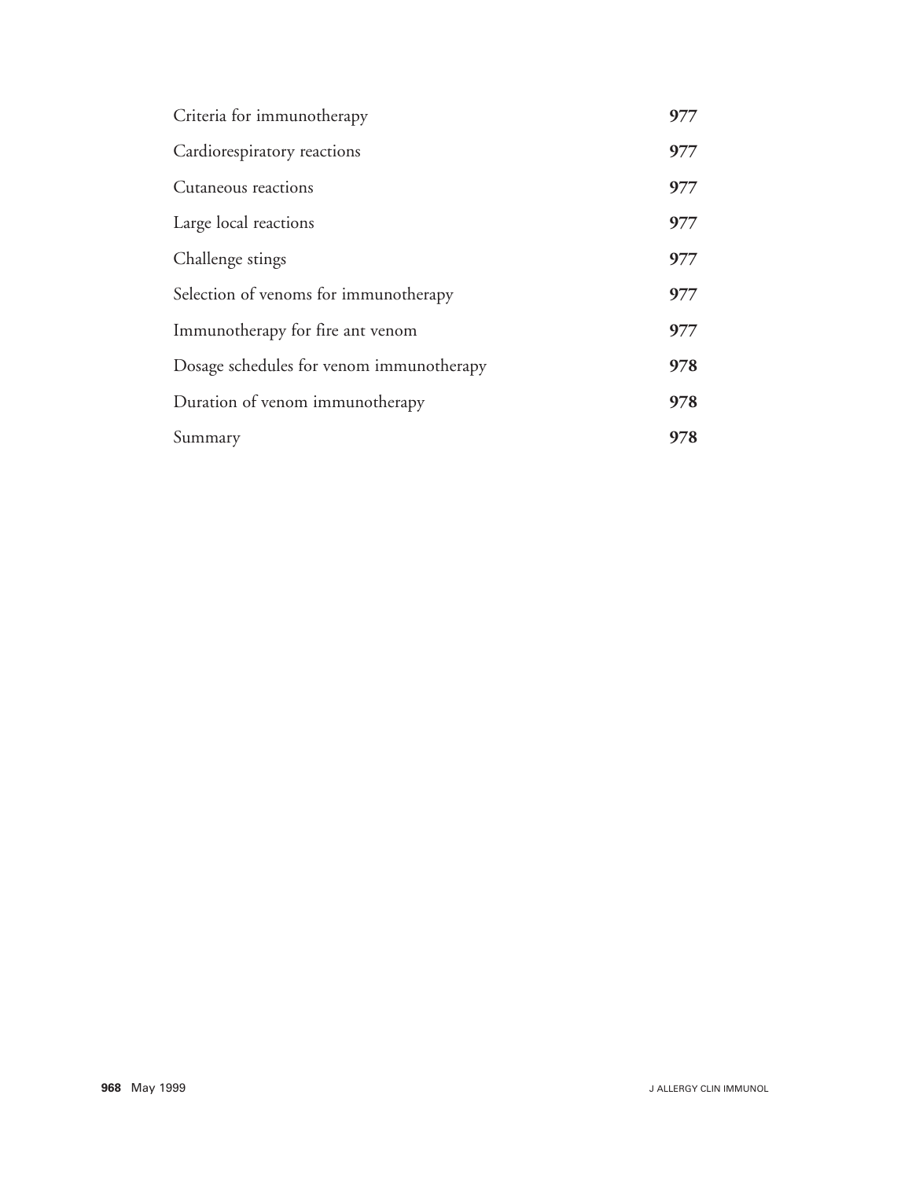| | |
|---|---|
| Criteria for immunotherapy | **977** |
| Cardiorespiratory reactions | **977** |
| Cutaneous reactions | **977** |
| Large local reactions | **977** |
| Challenge stings | **977** |
| Selection of venoms for immunotherapy | **977** |
| Immunotherapy for fire ant venom | **977** |
| Dosage schedules for venom immunotherapy | **978** |
| Duration of venom immunotherapy | **978** |
| Summary | **978** |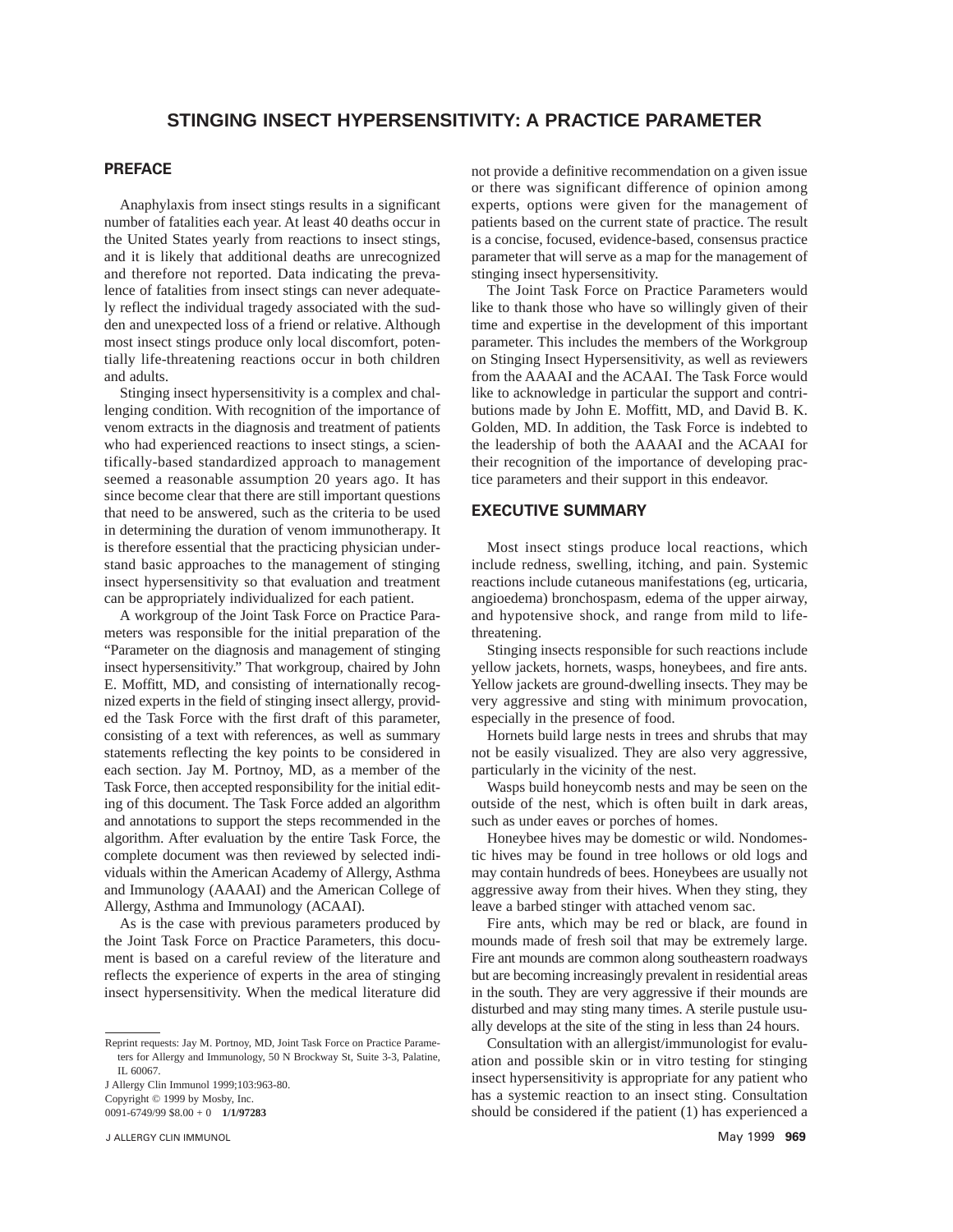## STINGING INSECT HYPERSENSITIVITY: A PRACTICE PARAMETER

### PREFACE

Anaphylaxis from insect stings results in a significant number of fatalities each year. At least 40 deaths occur in the United States yearly from reactions to insect stings, and it is likely that additional deaths are unrecognized and therefore not reported. Data indicating the prevalence of fatalities from insect stings can never adequately reflect the individual tragedy associated with the sudden and unexpected loss of a friend or relative. Although most insect stings produce only local discomfort, potentially life-threatening reactions occur in both children and adults.

Stinging insect hypersensitivity is a complex and challenging condition. With recognition of the importance of venom extracts in the diagnosis and treatment of patients who had experienced reactions to insect stings, a scientifically-based standardized approach to management seemed a reasonable assumption 20 years ago. It has since become clear that there are still important questions that need to be answered, such as the criteria to be used in determining the duration of venom immunotherapy. It is therefore essential that the practicing physician understand basic approaches to the management of stinging insect hypersensitivity so that evaluation and treatment can be appropriately individualized for each patient.

A workgroup of the Joint Task Force on Practice Parameters was responsible for the initial preparation of the "Parameter on the diagnosis and management of stinging insect hypersensitivity." That workgroup, chaired by John E. Moffitt, MD, and consisting of internationally recognized experts in the field of stinging insect allergy, provided the Task Force with the first draft of this parameter, consisting of a text with references, as well as summary statements reflecting the key points to be considered in each section. Jay M. Portnoy, MD, as a member of the Task Force, then accepted responsibility for the initial editing of this document. The Task Force added an algorithm and annotations to support the steps recommended in the algorithm. After evaluation by the entire Task Force, the complete document was then reviewed by selected individuals within the American Academy of Allergy, Asthma and Immunology (AAAAI) and the American College of Allergy, Asthma and Immunology (ACAAI).

As is the case with previous parameters produced by the Joint Task Force on Practice Parameters, this document is based on a careful review of the literature and reflects the experience of experts in the area of stinging insect hypersensitivity. When the medical literature did not provide a definitive recommendation on a given issue or there was significant difference of opinion among experts, options were given for the management of patients based on the current state of practice. The result is a concise, focused, evidence-based, consensus practice parameter that will serve as a map for the management of stinging insect hypersensitivity.

The Joint Task Force on Practice Parameters would like to thank those who have so willingly given of their time and expertise in the development of this important parameter. This includes the members of the Workgroup on Stinging Insect Hypersensitivity, as well as reviewers from the AAAAI and the ACAAI. The Task Force would like to acknowledge in particular the support and contributions made by John E. Moffitt, MD, and David B. K. Golden, MD. In addition, the Task Force is indebted to the leadership of both the AAAAI and the ACAAI for their recognition of the importance of developing practice parameters and their support in this endeavor.

### EXECUTIVE SUMMARY

Most insect stings produce local reactions, which include redness, swelling, itching, and pain. Systemic reactions include cutaneous manifestations (eg, urticaria, angioedema) bronchospasm, edema of the upper airway, and hypotensive shock, and range from mild to life-threatening.

Stinging insects responsible for such reactions include yellow jackets, hornets, wasps, honeybees, and fire ants. Yellow jackets are ground-dwelling insects. They may be very aggressive and sting with minimum provocation, especially in the presence of food.

Hornets build large nests in trees and shrubs that may not be easily visualized. They are also very aggressive, particularly in the vicinity of the nest.

Wasps build honeycomb nests and may be seen on the outside of the nest, which is often built in dark areas, such as under eaves or porches of homes.

Honeybee hives may be domestic or wild. Nondomestic hives may be found in tree hollows or old logs and may contain hundreds of bees. Honeybees are usually not aggressive away from their hives. When they sting, they leave a barbed stinger with attached venom sac.

Fire ants, which may be red or black, are found in mounds made of fresh soil that may be extremely large. Fire ant mounds are common along southeastern roadways but are becoming increasingly prevalent in residential areas in the south. They are very aggressive if their mounds are disturbed and may sting many times. A sterile pustule usually develops at the site of the sting in less than 24 hours.

Consultation with an allergist/immunologist for evaluation and possible skin or in vitro testing for stinging insect hypersensitivity is appropriate for any patient who has a systemic reaction to an insect sting. Consultation should be considered if the patient (1) has experienced a

Reprint requests: Jay M. Portnoy, MD, Joint Task Force on Practice Parameters for Allergy and Immunology, 50 N Brockway St, Suite 3-3, Palatine, IL 60067.

J Allergy Clin Immunol 1999;103:963-80.

Copyright © 1999 by Mosby, Inc.

0091-6749/99 $8.00 + 0 **1/1/97283**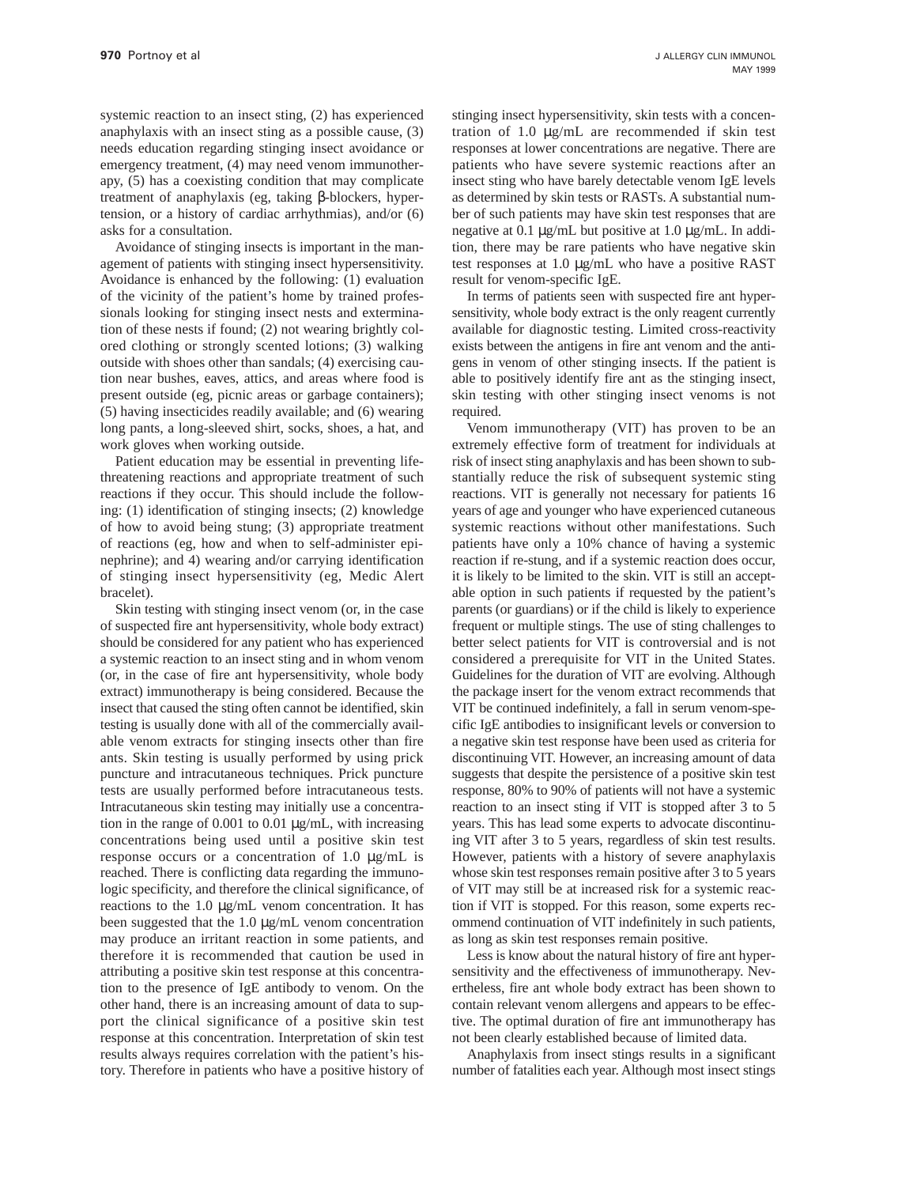systemic reaction to an insect sting, (2) has experienced anaphylaxis with an insect sting as a possible cause, (3) needs education regarding stinging insect avoidance or emergency treatment, (4) may need venom immunotherapy, (5) has a coexisting condition that may complicate treatment of anaphylaxis (eg, taking β-blockers, hypertension, or a history of cardiac arrhythmias), and/or (6) asks for a consultation.

Avoidance of stinging insects is important in the management of patients with stinging insect hypersensitivity. Avoidance is enhanced by the following: (1) evaluation of the vicinity of the patient's home by trained professionals looking for stinging insect nests and extermination of these nests if found; (2) not wearing brightly colored clothing or strongly scented lotions; (3) walking outside with shoes other than sandals; (4) exercising caution near bushes, eaves, attics, and areas where food is present outside (eg, picnic areas or garbage containers); (5) having insecticides readily available; and (6) wearing long pants, a long-sleeved shirt, socks, shoes, a hat, and work gloves when working outside.

Patient education may be essential in preventing life-threatening reactions and appropriate treatment of such reactions if they occur. This should include the following: (1) identification of stinging insects; (2) knowledge of how to avoid being stung; (3) appropriate treatment of reactions (eg, how and when to self-administer epinephrine); and 4) wearing and/or carrying identification of stinging insect hypersensitivity (eg, Medic Alert bracelet).

Skin testing with stinging insect venom (or, in the case of suspected fire ant hypersensitivity, whole body extract) should be considered for any patient who has experienced a systemic reaction to an insect sting and in whom venom (or, in the case of fire ant hypersensitivity, whole body extract) immunotherapy is being considered. Because the insect that caused the sting often cannot be identified, skin testing is usually done with all of the commercially available venom extracts for stinging insects other than fire ants. Skin testing is usually performed by using prick puncture and intracutaneous techniques. Prick puncture tests are usually performed before intracutaneous tests. Intracutaneous skin testing may initially use a concentration in the range of 0.001 to 0.01 μg/mL, with increasing concentrations being used until a positive skin test response occurs or a concentration of 1.0 μg/mL is reached. There is conflicting data regarding the immunologic specificity, and therefore the clinical significance, of reactions to the 1.0 μg/mL venom concentration. It has been suggested that the 1.0 μg/mL venom concentration may produce an irritant reaction in some patients, and therefore it is recommended that caution be used in attributing a positive skin test response at this concentration to the presence of IgE antibody to venom. On the other hand, there is an increasing amount of data to support the clinical significance of a positive skin test response at this concentration. Interpretation of skin test results always requires correlation with the patient's history. Therefore in patients who have a positive history of stinging insect hypersensitivity, skin tests with a concentration of 1.0 μg/mL are recommended if skin test responses at lower concentrations are negative. There are patients who have severe systemic reactions after an insect sting who have barely detectable venom IgE levels as determined by skin tests or RASTs. A substantial number of such patients may have skin test responses that are negative at 0.1 μg/mL but positive at 1.0 μg/mL. In addition, there may be rare patients who have negative skin test responses at 1.0 μg/mL who have a positive RAST result for venom-specific IgE.

In terms of patients seen with suspected fire ant hypersensitivity, whole body extract is the only reagent currently available for diagnostic testing. Limited cross-reactivity exists between the antigens in fire ant venom and the antigens in venom of other stinging insects. If the patient is able to positively identify fire ant as the stinging insect, skin testing with other stinging insect venoms is not required.

Venom immunotherapy (VIT) has proven to be an extremely effective form of treatment for individuals at risk of insect sting anaphylaxis and has been shown to substantially reduce the risk of subsequent systemic sting reactions. VIT is generally not necessary for patients 16 years of age and younger who have experienced cutaneous systemic reactions without other manifestations. Such patients have only a 10% chance of having a systemic reaction if re-stung, and if a systemic reaction does occur, it is likely to be limited to the skin. VIT is still an acceptable option in such patients if requested by the patient's parents (or guardians) or if the child is likely to experience frequent or multiple stings. The use of sting challenges to better select patients for VIT is controversial and is not considered a prerequisite for VIT in the United States. Guidelines for the duration of VIT are evolving. Although the package insert for the venom extract recommends that VIT be continued indefinitely, a fall in serum venom-specific IgE antibodies to insignificant levels or conversion to a negative skin test response have been used as criteria for discontinuing VIT. However, an increasing amount of data suggests that despite the persistence of a positive skin test response, 80% to 90% of patients will not have a systemic reaction to an insect sting if VIT is stopped after 3 to 5 years. This has lead some experts to advocate discontinuing VIT after 3 to 5 years, regardless of skin test results. However, patients with a history of severe anaphylaxis whose skin test responses remain positive after 3 to 5 years of VIT may still be at increased risk for a systemic reaction if VIT is stopped. For this reason, some experts recommend continuation of VIT indefinitely in such patients, as long as skin test responses remain positive.

Less is know about the natural history of fire ant hypersensitivity and the effectiveness of immunotherapy. Nevertheless, fire ant whole body extract has been shown to contain relevant venom allergens and appears to be effective. The optimal duration of fire ant immunotherapy has not been clearly established because of limited data.

Anaphylaxis from insect stings results in a significant number of fatalities each year. Although most insect stings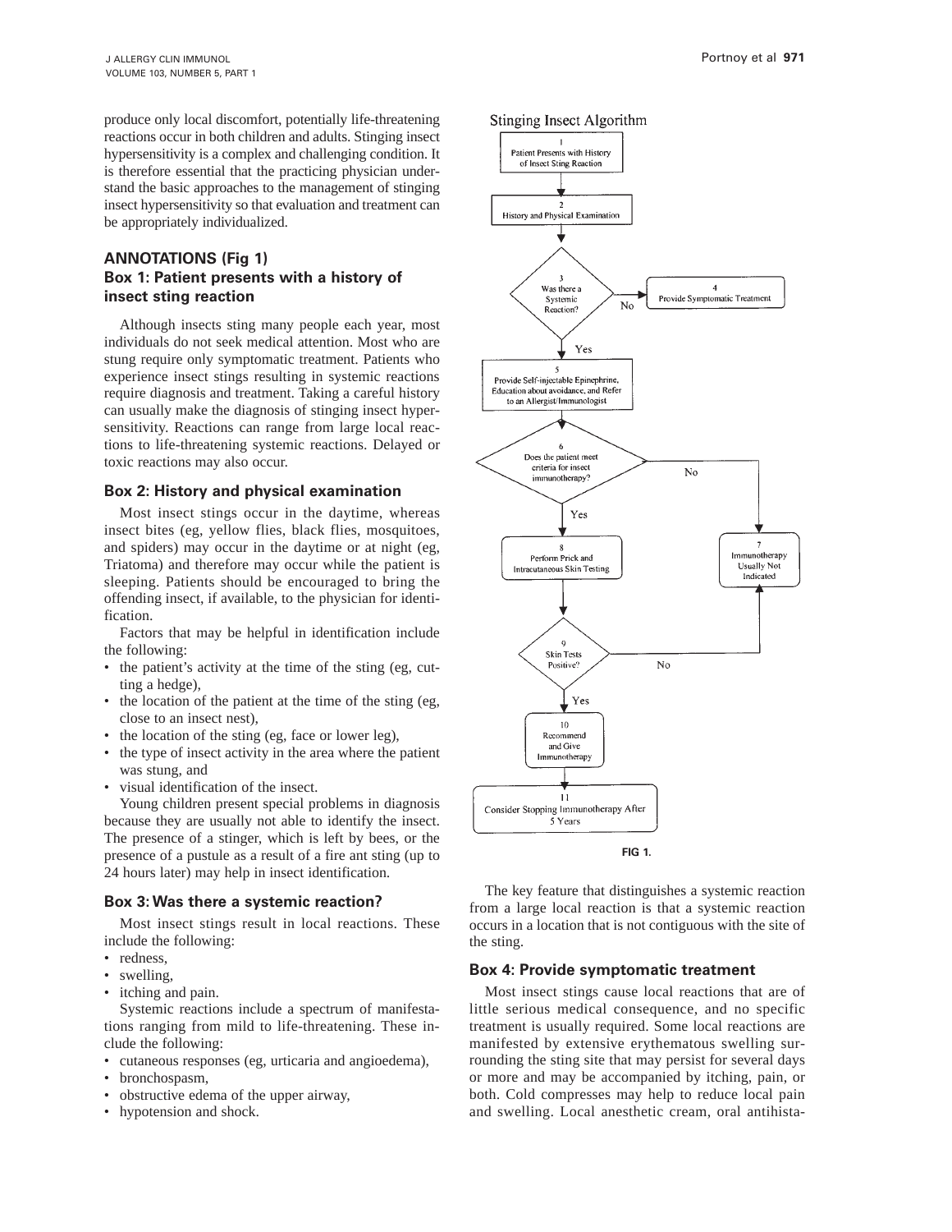produce only local discomfort, potentially life-threatening reactions occur in both children and adults. Stinging insect hypersensitivity is a complex and challenging condition. It is therefore essential that the practicing physician understand the basic approaches to the management of stinging insect hypersensitivity so that evaluation and treatment can be appropriately individualized.

## ANNOTATIONS (Fig 1)

### Box 1: Patient presents with a history of insect sting reaction

Although insects sting many people each year, most individuals do not seek medical attention. Most who are stung require only symptomatic treatment. Patients who experience insect stings resulting in systemic reactions require diagnosis and treatment. Taking a careful history can usually make the diagnosis of stinging insect hypersensitivity. Reactions can range from large local reactions to life-threatening systemic reactions. Delayed or toxic reactions may also occur.

### Box 2: History and physical examination

Most insect stings occur in the daytime, whereas insect bites (eg, yellow flies, black flies, mosquitoes, and spiders) may occur in the daytime or at night (eg, Triatoma) and therefore may occur while the patient is sleeping. Patients should be encouraged to bring the offending insect, if available, to the physician for identification.

Factors that may be helpful in identification include the following:

- the patient's activity at the time of the sting (eg, cutting a hedge),
- the location of the patient at the time of the sting (eg, close to an insect nest),
- the location of the sting (eg, face or lower leg),
- the type of insect activity in the area where the patient was stung, and
- visual identification of the insect.

Young children present special problems in diagnosis because they are usually not able to identify the insect. The presence of a stinger, which is left by bees, or the presence of a pustule as a result of a fire ant sting (up to 24 hours later) may help in insect identification.

### Box 3: Was there a systemic reaction?

Most insect stings result in local reactions. These include the following:

- redness,
- swelling,
- itching and pain.

Systemic reactions include a spectrum of manifestations ranging from mild to life-threatening. These include the following:

- cutaneous responses (eg, urticaria and angioedema),
- bronchospasm,
- obstructive edema of the upper airway,
- hypotension and shock.

Stinging Insect Algorithm

1 Patient Presents with History of Insect Sting Reaction

2 History and Physical Examination

3 Was there a Systemic Reaction?

No

4 Provide Symptomatic Treatment

Yes

5 Provide Self-injectable Epinephrine, Education about avoidance, and Refer to an Allergist/Immunologist

6 Does the patient meet criteria for insect immunotherapy?

No

Yes

7 Immunotherapy Usually Not Indicated

8 Perform Prick and Intracutaneous Skin Testing

9 Skin Tests Positive?

No

Yes

10 Recommend and Give Immunotherapy

11 Consider Stopping Immunotherapy After 5 Years

**FIG 1.**

The key feature that distinguishes a systemic reaction from a large local reaction is that a systemic reaction occurs in a location that is not contiguous with the site of the sting.

### Box 4: Provide symptomatic treatment

Most insect stings cause local reactions that are of little serious medical consequence, and no specific treatment is usually required. Some local reactions are manifested by extensive erythematous swelling surrounding the sting site that may persist for several days or more and may be accompanied by itching, pain, or both. Cold compresses may help to reduce local pain and swelling. Local anesthetic cream, oral antihista-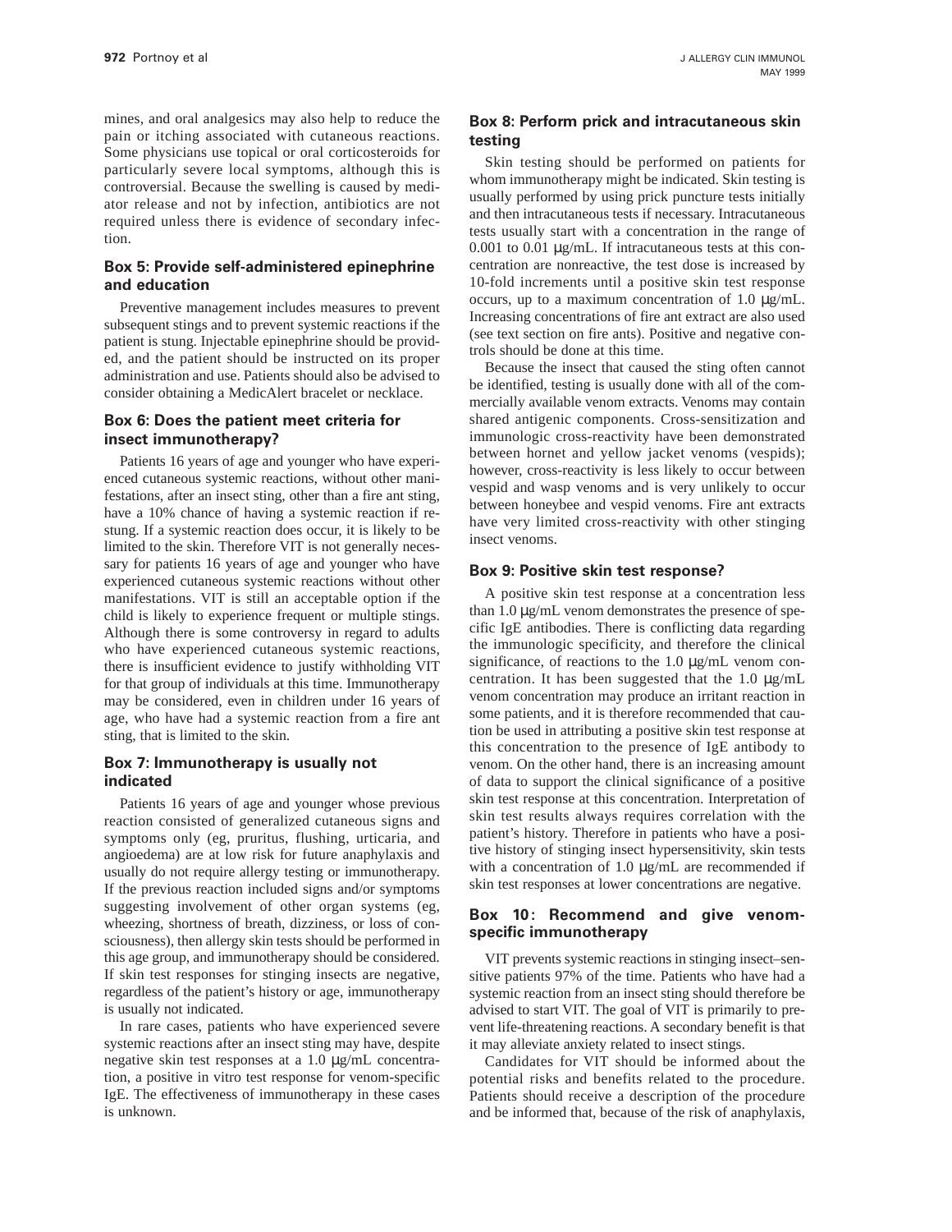mines, and oral analgesics may also help to reduce the pain or itching associated with cutaneous reactions. Some physicians use topical or oral corticosteroids for particularly severe local symptoms, although this is controversial. Because the swelling is caused by mediator release and not by infection, antibiotics are not required unless there is evidence of secondary infection.

### Box 5: Provide self-administered epinephrine and education

Preventive management includes measures to prevent subsequent stings and to prevent systemic reactions if the patient is stung. Injectable epinephrine should be provided, and the patient should be instructed on its proper administration and use. Patients should also be advised to consider obtaining a MedicAlert bracelet or necklace.

### Box 6: Does the patient meet criteria for insect immunotherapy?

Patients 16 years of age and younger who have experienced cutaneous systemic reactions, without other manifestations, after an insect sting, other than a fire ant sting, have a 10% chance of having a systemic reaction if restung. If a systemic reaction does occur, it is likely to be limited to the skin. Therefore VIT is not generally necessary for patients 16 years of age and younger who have experienced cutaneous systemic reactions without other manifestations. VIT is still an acceptable option if the child is likely to experience frequent or multiple stings. Although there is some controversy in regard to adults who have experienced cutaneous systemic reactions, there is insufficient evidence to justify withholding VIT for that group of individuals at this time. Immunotherapy may be considered, even in children under 16 years of age, who have had a systemic reaction from a fire ant sting, that is limited to the skin.

### Box 7: Immunotherapy is usually not indicated

Patients 16 years of age and younger whose previous reaction consisted of generalized cutaneous signs and symptoms only (eg, pruritus, flushing, urticaria, and angioedema) are at low risk for future anaphylaxis and usually do not require allergy testing or immunotherapy. If the previous reaction included signs and/or symptoms suggesting involvement of other organ systems (eg, wheezing, shortness of breath, dizziness, or loss of consciousness), then allergy skin tests should be performed in this age group, and immunotherapy should be considered. If skin test responses for stinging insects are negative, regardless of the patient's history or age, immunotherapy is usually not indicated.

In rare cases, patients who have experienced severe systemic reactions after an insect sting may have, despite negative skin test responses at a 1.0 μg/mL concentration, a positive in vitro test response for venom-specific IgE. The effectiveness of immunotherapy in these cases is unknown.

### Box 8: Perform prick and intracutaneous skin testing

Skin testing should be performed on patients for whom immunotherapy might be indicated. Skin testing is usually performed by using prick puncture tests initially and then intracutaneous tests if necessary. Intracutaneous tests usually start with a concentration in the range of 0.001 to 0.01 μg/mL. If intracutaneous tests at this concentration are nonreactive, the test dose is increased by 10-fold increments until a positive skin test response occurs, up to a maximum concentration of 1.0 μg/mL. Increasing concentrations of fire ant extract are also used (see text section on fire ants). Positive and negative controls should be done at this time.

Because the insect that caused the sting often cannot be identified, testing is usually done with all of the commercially available venom extracts. Venoms may contain shared antigenic components. Cross-sensitization and immunologic cross-reactivity have been demonstrated between hornet and yellow jacket venoms (vespids); however, cross-reactivity is less likely to occur between vespid and wasp venoms and is very unlikely to occur between honeybee and vespid venoms. Fire ant extracts have very limited cross-reactivity with other stinging insect venoms.

### Box 9: Positive skin test response?

A positive skin test response at a concentration less than 1.0 μg/mL venom demonstrates the presence of specific IgE antibodies. There is conflicting data regarding the immunologic specificity, and therefore the clinical significance, of reactions to the 1.0 μg/mL venom concentration. It has been suggested that the 1.0 μg/mL venom concentration may produce an irritant reaction in some patients, and it is therefore recommended that caution be used in attributing a positive skin test response at this concentration to the presence of IgE antibody to venom. On the other hand, there is an increasing amount of data to support the clinical significance of a positive skin test response at this concentration. Interpretation of skin test results always requires correlation with the patient's history. Therefore in patients who have a positive history of stinging insect hypersensitivity, skin tests with a concentration of 1.0 μg/mL are recommended if skin test responses at lower concentrations are negative.

### Box 10: Recommend and give venom-specific immunotherapy

VIT prevents systemic reactions in stinging insect–sensitive patients 97% of the time. Patients who have had a systemic reaction from an insect sting should therefore be advised to start VIT. The goal of VIT is primarily to prevent life-threatening reactions. A secondary benefit is that it may alleviate anxiety related to insect stings.

Candidates for VIT should be informed about the potential risks and benefits related to the procedure. Patients should receive a description of the procedure and be informed that, because of the risk of anaphylaxis,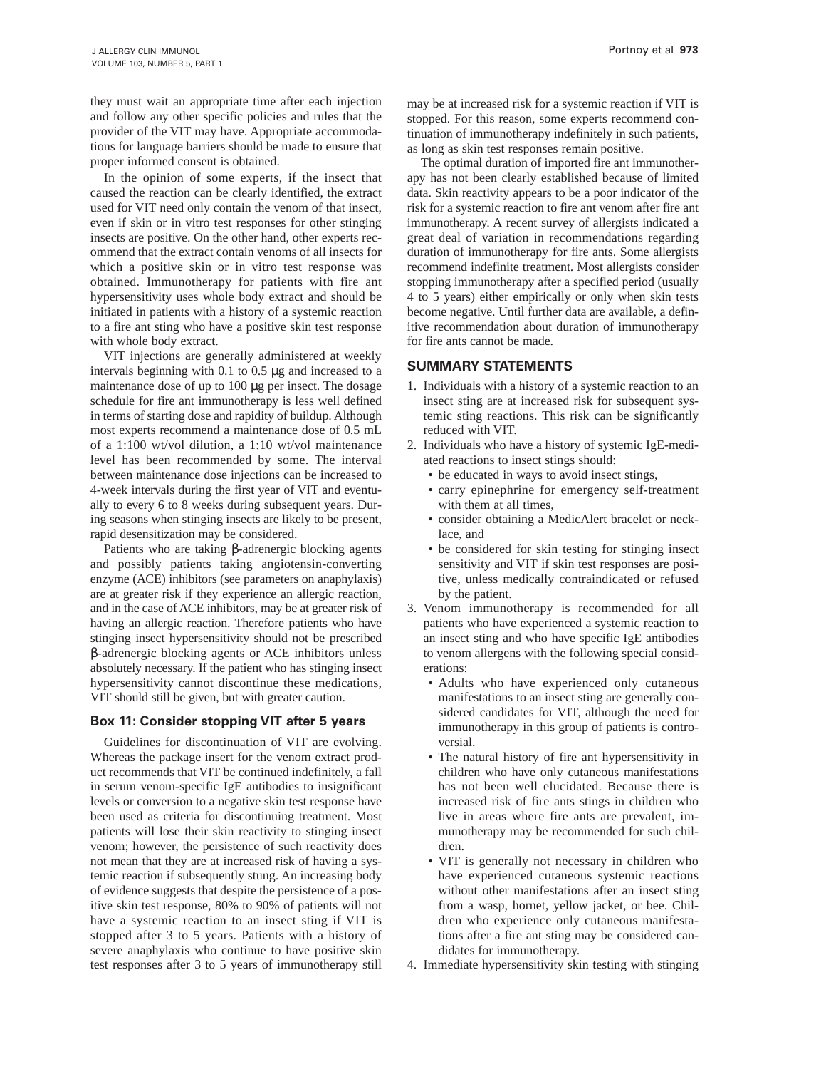they must wait an appropriate time after each injection and follow any other specific policies and rules that the provider of the VIT may have. Appropriate accommodations for language barriers should be made to ensure that proper informed consent is obtained.

In the opinion of some experts, if the insect that caused the reaction can be clearly identified, the extract used for VIT need only contain the venom of that insect, even if skin or in vitro test responses for other stinging insects are positive. On the other hand, other experts recommend that the extract contain venoms of all insects for which a positive skin or in vitro test response was obtained. Immunotherapy for patients with fire ant hypersensitivity uses whole body extract and should be initiated in patients with a history of a systemic reaction to a fire ant sting who have a positive skin test response with whole body extract.

VIT injections are generally administered at weekly intervals beginning with 0.1 to 0.5 μg and increased to a maintenance dose of up to 100 μg per insect. The dosage schedule for fire ant immunotherapy is less well defined in terms of starting dose and rapidity of buildup. Although most experts recommend a maintenance dose of 0.5 mL of a 1:100 wt/vol dilution, a 1:10 wt/vol maintenance level has been recommended by some. The interval between maintenance dose injections can be increased to 4-week intervals during the first year of VIT and eventually to every 6 to 8 weeks during subsequent years. During seasons when stinging insects are likely to be present, rapid desensitization may be considered.

Patients who are taking β-adrenergic blocking agents and possibly patients taking angiotensin-converting enzyme (ACE) inhibitors (see parameters on anaphylaxis) are at greater risk if they experience an allergic reaction, and in the case of ACE inhibitors, may be at greater risk of having an allergic reaction. Therefore patients who have stinging insect hypersensitivity should not be prescribed β-adrenergic blocking agents or ACE inhibitors unless absolutely necessary. If the patient who has stinging insect hypersensitivity cannot discontinue these medications, VIT should still be given, but with greater caution.

### Box 11: Consider stopping VIT after 5 years

Guidelines for discontinuation of VIT are evolving. Whereas the package insert for the venom extract product recommends that VIT be continued indefinitely, a fall in serum venom-specific IgE antibodies to insignificant levels or conversion to a negative skin test response have been used as criteria for discontinuing treatment. Most patients will lose their skin reactivity to stinging insect venom; however, the persistence of such reactivity does not mean that they are at increased risk of having a systemic reaction if subsequently stung. An increasing body of evidence suggests that despite the persistence of a positive skin test response, 80% to 90% of patients will not have a systemic reaction to an insect sting if VIT is stopped after 3 to 5 years. Patients with a history of severe anaphylaxis who continue to have positive skin test responses after 3 to 5 years of immunotherapy still may be at increased risk for a systemic reaction if VIT is stopped. For this reason, some experts recommend continuation of immunotherapy indefinitely in such patients, as long as skin test responses remain positive.

The optimal duration of imported fire ant immunotherapy has not been clearly established because of limited data. Skin reactivity appears to be a poor indicator of the risk for a systemic reaction to fire ant venom after fire ant immunotherapy. A recent survey of allergists indicated a great deal of variation in recommendations regarding duration of immunotherapy for fire ants. Some allergists recommend indefinite treatment. Most allergists consider stopping immunotherapy after a specified period (usually 4 to 5 years) either empirically or only when skin tests become negative. Until further data are available, a definitive recommendation about duration of immunotherapy for fire ants cannot be made.

## SUMMARY STATEMENTS

1. Individuals with a history of a systemic reaction to an insect sting are at increased risk for subsequent systemic sting reactions. This risk can be significantly reduced with VIT.
2. Individuals who have a history of systemic IgE-mediated reactions to insect stings should:
   - be educated in ways to avoid insect stings,
   - carry epinephrine for emergency self-treatment with them at all times,
   - consider obtaining a MedicAlert bracelet or necklace, and
   - be considered for skin testing for stinging insect sensitivity and VIT if skin test responses are positive, unless medically contraindicated or refused by the patient.
3. Venom immunotherapy is recommended for all patients who have experienced a systemic reaction to an insect sting and who have specific IgE antibodies to venom allergens with the following special considerations:
   - Adults who have experienced only cutaneous manifestations to an insect sting are generally considered candidates for VIT, although the need for immunotherapy in this group of patients is controversial.
   - The natural history of fire ant hypersensitivity in children who have only cutaneous manifestations has not been well elucidated. Because there is increased risk of fire ants stings in children who live in areas where fire ants are prevalent, immunotherapy may be recommended for such children.
   - VIT is generally not necessary in children who have experienced cutaneous systemic reactions without other manifestations after an insect sting from a wasp, hornet, yellow jacket, or bee. Children who experience only cutaneous manifestations after a fire ant sting may be considered candidates for immunotherapy.
4. Immediate hypersensitivity skin testing with stinging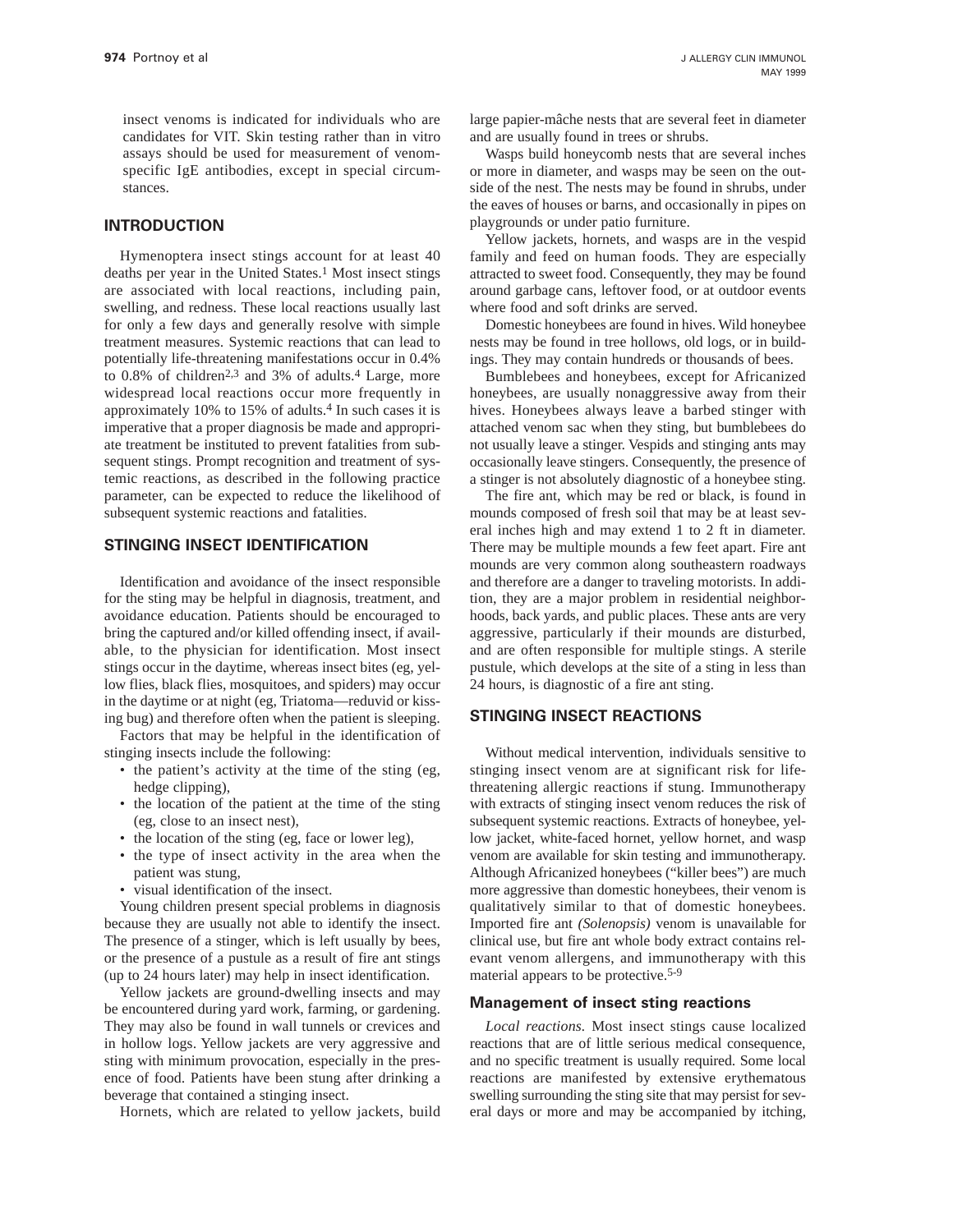insect venoms is indicated for individuals who are candidates for VIT. Skin testing rather than in vitro assays should be used for measurement of venom-specific IgE antibodies, except in special circumstances.

## INTRODUCTION

Hymenoptera insect stings account for at least 40 deaths per year in the United States.[1] Most insect stings are associated with local reactions, including pain, swelling, and redness. These local reactions usually last for only a few days and generally resolve with simple treatment measures. Systemic reactions that can lead to potentially life-threatening manifestations occur in 0.4% to 0.8% of children[2,3] and 3% of adults.[4] Large, more widespread local reactions occur more frequently in approximately 10% to 15% of adults.[4] In such cases it is imperative that a proper diagnosis be made and appropriate treatment be instituted to prevent fatalities from subsequent stings. Prompt recognition and treatment of systemic reactions, as described in the following practice parameter, can be expected to reduce the likelihood of subsequent systemic reactions and fatalities.

## STINGING INSECT IDENTIFICATION

Identification and avoidance of the insect responsible for the sting may be helpful in diagnosis, treatment, and avoidance education. Patients should be encouraged to bring the captured and/or killed offending insect, if available, to the physician for identification. Most insect stings occur in the daytime, whereas insect bites (eg, yellow flies, black flies, mosquitoes, and spiders) may occur in the daytime or at night (eg, Triatoma—reduvid or kissing bug) and therefore often when the patient is sleeping.

Factors that may be helpful in the identification of stinging insects include the following:

- the patient's activity at the time of the sting (eg, hedge clipping),
- the location of the patient at the time of the sting (eg, close to an insect nest),
- the location of the sting (eg, face or lower leg),
- the type of insect activity in the area when the patient was stung,
- visual identification of the insect.

Young children present special problems in diagnosis because they are usually not able to identify the insect. The presence of a stinger, which is left usually by bees, or the presence of a pustule as a result of fire ant stings (up to 24 hours later) may help in insect identification.

Yellow jackets are ground-dwelling insects and may be encountered during yard work, farming, or gardening. They may also be found in wall tunnels or crevices and in hollow logs. Yellow jackets are very aggressive and sting with minimum provocation, especially in the presence of food. Patients have been stung after drinking a beverage that contained a stinging insect.

Hornets, which are related to yellow jackets, build large papier-mâche nests that are several feet in diameter and are usually found in trees or shrubs.

Wasps build honeycomb nests that are several inches or more in diameter, and wasps may be seen on the outside of the nest. The nests may be found in shrubs, under the eaves of houses or barns, and occasionally in pipes on playgrounds or under patio furniture.

Yellow jackets, hornets, and wasps are in the vespid family and feed on human foods. They are especially attracted to sweet food. Consequently, they may be found around garbage cans, leftover food, or at outdoor events where food and soft drinks are served.

Domestic honeybees are found in hives. Wild honeybee nests may be found in tree hollows, old logs, or in buildings. They may contain hundreds or thousands of bees.

Bumblebees and honeybees, except for Africanized honeybees, are usually nonaggressive away from their hives. Honeybees always leave a barbed stinger with attached venom sac when they sting, but bumblebees do not usually leave a stinger. Vespids and stinging ants may occasionally leave stingers. Consequently, the presence of a stinger is not absolutely diagnostic of a honeybee sting.

The fire ant, which may be red or black, is found in mounds composed of fresh soil that may be at least several inches high and may extend 1 to 2 ft in diameter. There may be multiple mounds a few feet apart. Fire ant mounds are very common along southeastern roadways and therefore are a danger to traveling motorists. In addition, they are a major problem in residential neighborhoods, back yards, and public places. These ants are very aggressive, particularly if their mounds are disturbed, and are often responsible for multiple stings. A sterile pustule, which develops at the site of a sting in less than 24 hours, is diagnostic of a fire ant sting.

## STINGING INSECT REACTIONS

Without medical intervention, individuals sensitive to stinging insect venom are at significant risk for life-threatening allergic reactions if stung. Immunotherapy with extracts of stinging insect venom reduces the risk of subsequent systemic reactions. Extracts of honeybee, yellow jacket, white-faced hornet, yellow hornet, and wasp venom are available for skin testing and immunotherapy. Although Africanized honeybees ("killer bees") are much more aggressive than domestic honeybees, their venom is qualitatively similar to that of domestic honeybees. Imported fire ant *(Solenopsis)* venom is unavailable for clinical use, but fire ant whole body extract contains relevant venom allergens, and immunotherapy with this material appears to be protective.[5-9]

### Management of insect sting reactions

*Local reactions.* Most insect stings cause localized reactions that are of little serious medical consequence, and no specific treatment is usually required. Some local reactions are manifested by extensive erythematous swelling surrounding the sting site that may persist for several days or more and may be accompanied by itching,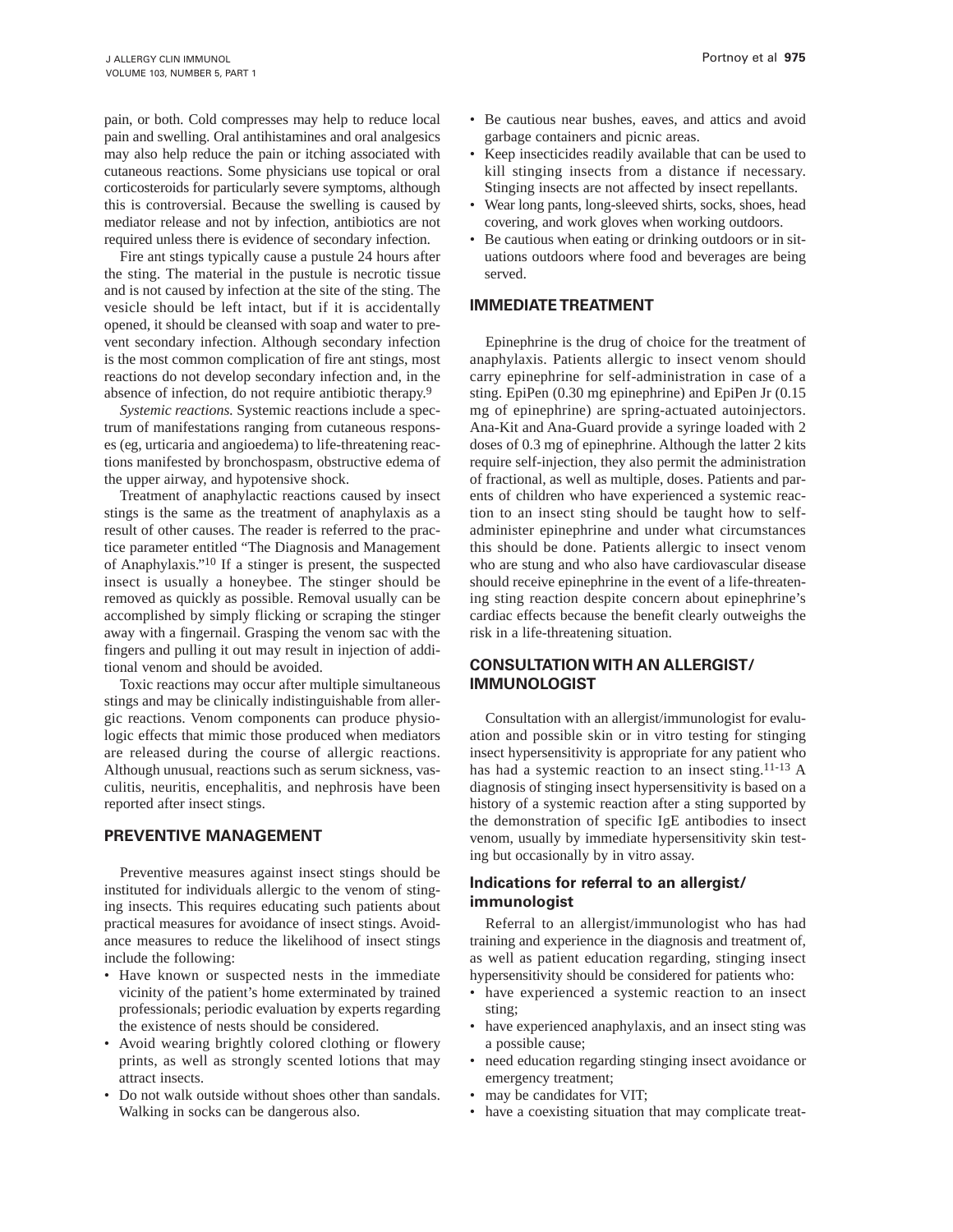pain, or both. Cold compresses may help to reduce local pain and swelling. Oral antihistamines and oral analgesics may also help reduce the pain or itching associated with cutaneous reactions. Some physicians use topical or oral corticosteroids for particularly severe symptoms, although this is controversial. Because the swelling is caused by mediator release and not by infection, antibiotics are not required unless there is evidence of secondary infection.

Fire ant stings typically cause a pustule 24 hours after the sting. The material in the pustule is necrotic tissue and is not caused by infection at the site of the sting. The vesicle should be left intact, but if it is accidentally opened, it should be cleansed with soap and water to prevent secondary infection. Although secondary infection is the most common complication of fire ant stings, most reactions do not develop secondary infection and, in the absence of infection, do not require antibiotic therapy.[9]

*Systemic reactions.* Systemic reactions include a spectrum of manifestations ranging from cutaneous responses (eg, urticaria and angioedema) to life-threatening reactions manifested by bronchospasm, obstructive edema of the upper airway, and hypotensive shock.

Treatment of anaphylactic reactions caused by insect stings is the same as the treatment of anaphylaxis as a result of other causes. The reader is referred to the practice parameter entitled "The Diagnosis and Management of Anaphylaxis."[10] If a stinger is present, the suspected insect is usually a honeybee. The stinger should be removed as quickly as possible. Removal usually can be accomplished by simply flicking or scraping the stinger away with a fingernail. Grasping the venom sac with the fingers and pulling it out may result in injection of additional venom and should be avoided.

Toxic reactions may occur after multiple simultaneous stings and may be clinically indistinguishable from allergic reactions. Venom components can produce physiologic effects that mimic those produced when mediators are released during the course of allergic reactions. Although unusual, reactions such as serum sickness, vasculitis, neuritis, encephalitis, and nephrosis have been reported after insect stings.

## PREVENTIVE MANAGEMENT

Preventive measures against insect stings should be instituted for individuals allergic to the venom of stinging insects. This requires educating such patients about practical measures for avoidance of insect stings. Avoidance measures to reduce the likelihood of insect stings include the following:

- Have known or suspected nests in the immediate vicinity of the patient's home exterminated by trained professionals; periodic evaluation by experts regarding the existence of nests should be considered.
- Avoid wearing brightly colored clothing or flowery prints, as well as strongly scented lotions that may attract insects.
- Do not walk outside without shoes other than sandals. Walking in socks can be dangerous also.
- Be cautious near bushes, eaves, and attics and avoid garbage containers and picnic areas.
- Keep insecticides readily available that can be used to kill stinging insects from a distance if necessary. Stinging insects are not affected by insect repellants.
- Wear long pants, long-sleeved shirts, socks, shoes, head covering, and work gloves when working outdoors.
- Be cautious when eating or drinking outdoors or in situations outdoors where food and beverages are being served.

## IMMEDIATE TREATMENT

Epinephrine is the drug of choice for the treatment of anaphylaxis. Patients allergic to insect venom should carry epinephrine for self-administration in case of a sting. EpiPen (0.30 mg epinephrine) and EpiPen Jr (0.15 mg of epinephrine) are spring-actuated autoinjectors. Ana-Kit and Ana-Guard provide a syringe loaded with 2 doses of 0.3 mg of epinephrine. Although the latter 2 kits require self-injection, they also permit the administration of fractional, as well as multiple, doses. Patients and parents of children who have experienced a systemic reaction to an insect sting should be taught how to self-administer epinephrine and under what circumstances this should be done. Patients allergic to insect venom who are stung and who also have cardiovascular disease should receive epinephrine in the event of a life-threatening sting reaction despite concern about epinephrine's cardiac effects because the benefit clearly outweighs the risk in a life-threatening situation.

## CONSULTATION WITH AN ALLERGIST/ IMMUNOLOGIST

Consultation with an allergist/immunologist for evaluation and possible skin or in vitro testing for stinging insect hypersensitivity is appropriate for any patient who has had a systemic reaction to an insect sting.[11-13] A diagnosis of stinging insect hypersensitivity is based on a history of a systemic reaction after a sting supported by the demonstration of specific IgE antibodies to insect venom, usually by immediate hypersensitivity skin testing but occasionally by in vitro assay.

### Indications for referral to an allergist/ immunologist

Referral to an allergist/immunologist who has had training and experience in the diagnosis and treatment of, as well as patient education regarding, stinging insect hypersensitivity should be considered for patients who:

- have experienced a systemic reaction to an insect sting;
- have experienced anaphylaxis, and an insect sting was a possible cause;
- need education regarding stinging insect avoidance or emergency treatment;
- may be candidates for VIT;
- have a coexisting situation that may complicate treat-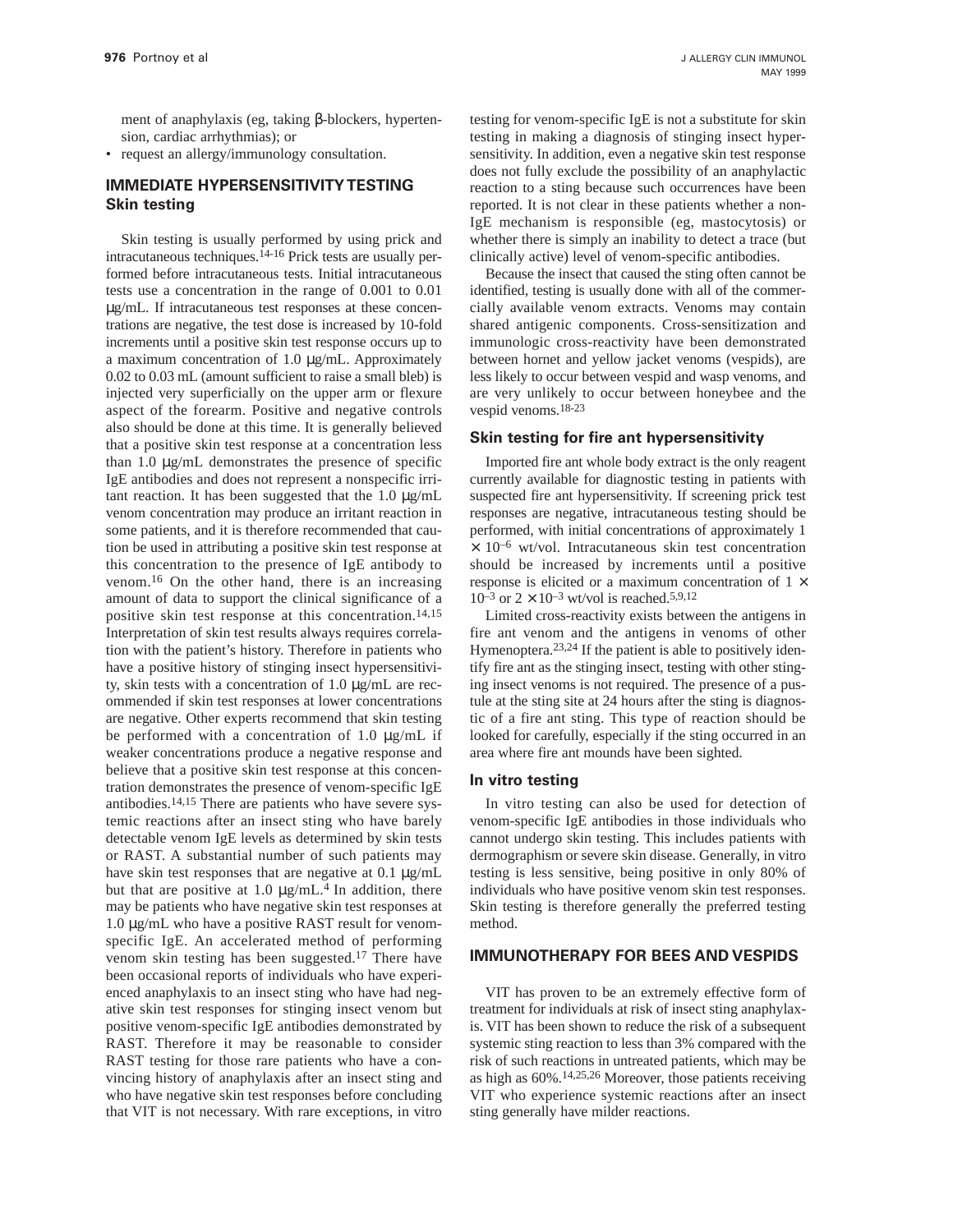ment of anaphylaxis (eg, taking β-blockers, hypertension, cardiac arrhythmias); or

- request an allergy/immunology consultation.

## IMMEDIATE HYPERSENSITIVITY TESTING

### Skin testing

Skin testing is usually performed by using prick and intracutaneous techniques.[14-16] Prick tests are usually performed before intracutaneous tests. Initial intracutaneous tests use a concentration in the range of 0.001 to 0.01 μg/mL. If intracutaneous test responses at these concentrations are negative, the test dose is increased by 10-fold increments until a positive skin test response occurs up to a maximum concentration of 1.0 μg/mL. Approximately 0.02 to 0.03 mL (amount sufficient to raise a small bleb) is injected very superficially on the upper arm or flexure aspect of the forearm. Positive and negative controls also should be done at this time. It is generally believed that a positive skin test response at a concentration less than 1.0 μg/mL demonstrates the presence of specific IgE antibodies and does not represent a nonspecific irritant reaction. It has been suggested that the 1.0 μg/mL venom concentration may produce an irritant reaction in some patients, and it is therefore recommended that caution be used in attributing a positive skin test response at this concentration to the presence of IgE antibody to venom.[16] On the other hand, there is an increasing amount of data to support the clinical significance of a positive skin test response at this concentration.[14,15] Interpretation of skin test results always requires correlation with the patient's history. Therefore in patients who have a positive history of stinging insect hypersensitivity, skin tests with a concentration of 1.0 μg/mL are recommended if skin test responses at lower concentrations are negative. Other experts recommend that skin testing be performed with a concentration of 1.0 μg/mL if weaker concentrations produce a negative response and believe that a positive skin test response at this concentration demonstrates the presence of venom-specific IgE antibodies.[14,15] There are patients who have severe systemic reactions after an insect sting who have barely detectable venom IgE levels as determined by skin tests or RAST. A substantial number of such patients may have skin test responses that are negative at 0.1 μg/mL but that are positive at 1.0 μg/mL.[4] In addition, there may be patients who have negative skin test responses at 1.0 μg/mL who have a positive RAST result for venom-specific IgE. An accelerated method of performing venom skin testing has been suggested.[17] There have been occasional reports of individuals who have experienced anaphylaxis to an insect sting who have had negative skin test responses for stinging insect venom but positive venom-specific IgE antibodies demonstrated by RAST. Therefore it may be reasonable to consider RAST testing for those rare patients who have a convincing history of anaphylaxis after an insect sting and who have negative skin test responses before concluding that VIT is not necessary. With rare exceptions, in vitro testing for venom-specific IgE is not a substitute for skin testing in making a diagnosis of stinging insect hypersensitivity. In addition, even a negative skin test response does not fully exclude the possibility of an anaphylactic reaction to a sting because such occurrences have been reported. It is not clear in these patients whether a non-IgE mechanism is responsible (eg, mastocytosis) or whether there is simply an inability to detect a trace (but clinically active) level of venom-specific antibodies.

Because the insect that caused the sting often cannot be identified, testing is usually done with all of the commercially available venom extracts. Venoms may contain shared antigenic components. Cross-sensitization and immunologic cross-reactivity have been demonstrated between hornet and yellow jacket venoms (vespids), are less likely to occur between vespid and wasp venoms, and are very unlikely to occur between honeybee and the vespid venoms.[18-23]

### Skin testing for fire ant hypersensitivity

Imported fire ant whole body extract is the only reagent currently available for diagnostic testing in patients with suspected fire ant hypersensitivity. If screening prick test responses are negative, intracutaneous testing should be performed, with initial concentrations of approximately $1 \times 10^{-6}$ wt/vol. Intracutaneous skin test concentration should be increased by increments until a positive response is elicited or a maximum concentration of $1 \times 10^{-3}$ or $2 \times 10^{-3}$ wt/vol is reached.[5,9,12]

Limited cross-reactivity exists between the antigens in fire ant venom and the antigens in venoms of other Hymenoptera.[23,24] If the patient is able to positively identify fire ant as the stinging insect, testing with other stinging insect venoms is not required. The presence of a pustule at the sting site at 24 hours after the sting is diagnostic of a fire ant sting. This type of reaction should be looked for carefully, especially if the sting occurred in an area where fire ant mounds have been sighted.

### In vitro testing

In vitro testing can also be used for detection of venom-specific IgE antibodies in those individuals who cannot undergo skin testing. This includes patients with dermographism or severe skin disease. Generally, in vitro testing is less sensitive, being positive in only 80% of individuals who have positive venom skin test responses. Skin testing is therefore generally the preferred testing method.

## IMMUNOTHERAPY FOR BEES AND VESPIDS

VIT has proven to be an extremely effective form of treatment for individuals at risk of insect sting anaphylaxis. VIT has been shown to reduce the risk of a subsequent systemic sting reaction to less than 3% compared with the risk of such reactions in untreated patients, which may be as high as 60%.[14,25,26] Moreover, those patients receiving VIT who experience systemic reactions after an insect sting generally have milder reactions.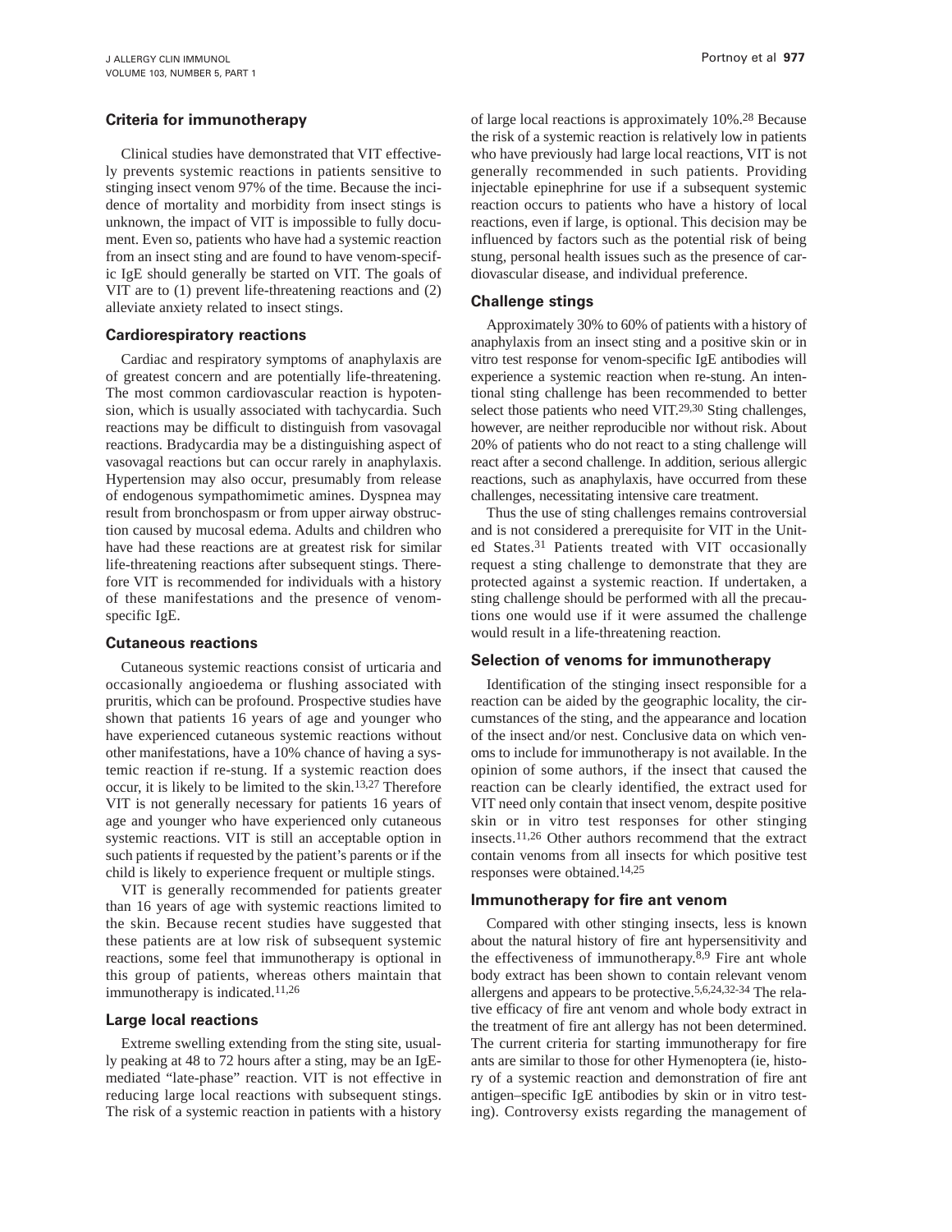### Criteria for immunotherapy

Clinical studies have demonstrated that VIT effectively prevents systemic reactions in patients sensitive to stinging insect venom 97% of the time. Because the incidence of mortality and morbidity from insect stings is unknown, the impact of VIT is impossible to fully document. Even so, patients who have had a systemic reaction from an insect sting and are found to have venom-specific IgE should generally be started on VIT. The goals of VIT are to (1) prevent life-threatening reactions and (2) alleviate anxiety related to insect stings.

### Cardiorespiratory reactions

Cardiac and respiratory symptoms of anaphylaxis are of greatest concern and are potentially life-threatening. The most common cardiovascular reaction is hypotension, which is usually associated with tachycardia. Such reactions may be difficult to distinguish from vasovagal reactions. Bradycardia may be a distinguishing aspect of vasovagal reactions but can occur rarely in anaphylaxis. Hypertension may also occur, presumably from release of endogenous sympathomimetic amines. Dyspnea may result from bronchospasm or from upper airway obstruction caused by mucosal edema. Adults and children who have had these reactions are at greatest risk for similar life-threatening reactions after subsequent stings. Therefore VIT is recommended for individuals with a history of these manifestations and the presence of venom-specific IgE.

### Cutaneous reactions

Cutaneous systemic reactions consist of urticaria and occasionally angioedema or flushing associated with pruritis, which can be profound. Prospective studies have shown that patients 16 years of age and younger who have experienced cutaneous systemic reactions without other manifestations, have a 10% chance of having a systemic reaction if re-stung. If a systemic reaction does occur, it is likely to be limited to the skin.[13,27] Therefore VIT is not generally necessary for patients 16 years of age and younger who have experienced only cutaneous systemic reactions. VIT is still an acceptable option in such patients if requested by the patient's parents or if the child is likely to experience frequent or multiple stings.

VIT is generally recommended for patients greater than 16 years of age with systemic reactions limited to the skin. Because recent studies have suggested that these patients are at low risk of subsequent systemic reactions, some feel that immunotherapy is optional in this group of patients, whereas others maintain that immunotherapy is indicated.[11,26]

### Large local reactions

Extreme swelling extending from the sting site, usually peaking at 48 to 72 hours after a sting, may be an IgE-mediated "late-phase" reaction. VIT is not effective in reducing large local reactions with subsequent stings. The risk of a systemic reaction in patients with a history of large local reactions is approximately 10%.[28] Because the risk of a systemic reaction is relatively low in patients who have previously had large local reactions, VIT is not generally recommended in such patients. Providing injectable epinephrine for use if a subsequent systemic reaction occurs to patients who have a history of local reactions, even if large, is optional. This decision may be influenced by factors such as the potential risk of being stung, personal health issues such as the presence of cardiovascular disease, and individual preference.

### Challenge stings

Approximately 30% to 60% of patients with a history of anaphylaxis from an insect sting and a positive skin or in vitro test response for venom-specific IgE antibodies will experience a systemic reaction when re-stung. An intentional sting challenge has been recommended to better select those patients who need VIT.[29,30] Sting challenges, however, are neither reproducible nor without risk. About 20% of patients who do not react to a sting challenge will react after a second challenge. In addition, serious allergic reactions, such as anaphylaxis, have occurred from these challenges, necessitating intensive care treatment.

Thus the use of sting challenges remains controversial and is not considered a prerequisite for VIT in the United States.[31] Patients treated with VIT occasionally request a sting challenge to demonstrate that they are protected against a systemic reaction. If undertaken, a sting challenge should be performed with all the precautions one would use if it were assumed the challenge would result in a life-threatening reaction.

### Selection of venoms for immunotherapy

Identification of the stinging insect responsible for a reaction can be aided by the geographic locality, the circumstances of the sting, and the appearance and location of the insect and/or nest. Conclusive data on which venoms to include for immunotherapy is not available. In the opinion of some authors, if the insect that caused the reaction can be clearly identified, the extract used for VIT need only contain that insect venom, despite positive skin or in vitro test responses for other stinging insects.[11,26] Other authors recommend that the extract contain venoms from all insects for which positive test responses were obtained.[14,25]

### Immunotherapy for fire ant venom

Compared with other stinging insects, less is known about the natural history of fire ant hypersensitivity and the effectiveness of immunotherapy.[8,9] Fire ant whole body extract has been shown to contain relevant venom allergens and appears to be protective.[5,6,24,32-34] The relative efficacy of fire ant venom and whole body extract in the treatment of fire ant allergy has not been determined. The current criteria for starting immunotherapy for fire ants are similar to those for other Hymenoptera (ie, history of a systemic reaction and demonstration of fire ant antigen–specific IgE antibodies by skin or in vitro testing). Controversy exists regarding the management of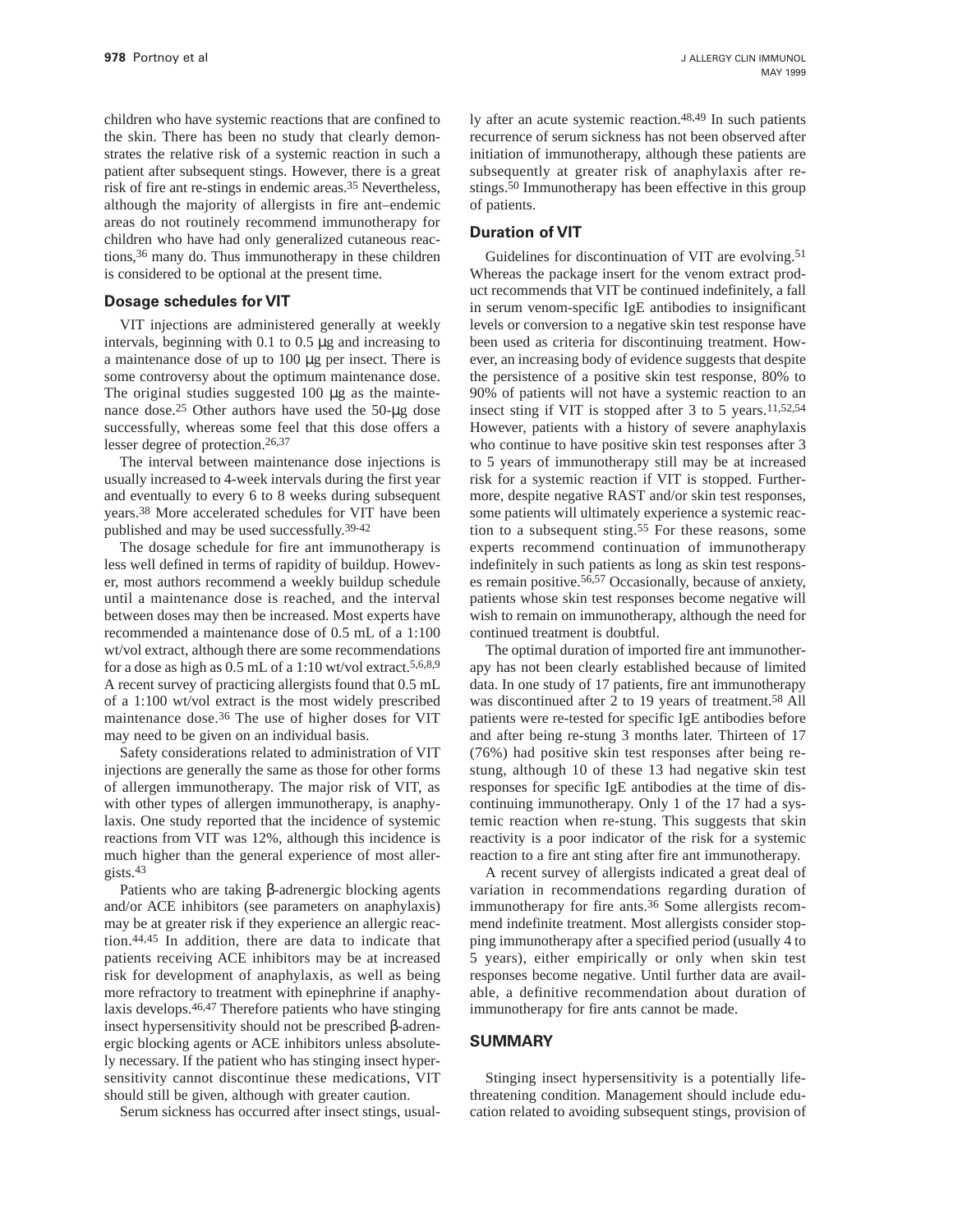children who have systemic reactions that are confined to the skin. There has been no study that clearly demonstrates the relative risk of a systemic reaction in such a patient after subsequent stings. However, there is a great risk of fire ant re-stings in endemic areas.[35] Nevertheless, although the majority of allergists in fire ant–endemic areas do not routinely recommend immunotherapy for children who have had only generalized cutaneous reactions,[36] many do. Thus immunotherapy in these children is considered to be optional at the present time.

### Dosage schedules for VIT

VIT injections are administered generally at weekly intervals, beginning with 0.1 to 0.5 μg and increasing to a maintenance dose of up to 100 μg per insect. There is some controversy about the optimum maintenance dose. The original studies suggested 100 μg as the maintenance dose.[25] Other authors have used the 50-μg dose successfully, whereas some feel that this dose offers a lesser degree of protection.[26,37]

The interval between maintenance dose injections is usually increased to 4-week intervals during the first year and eventually to every 6 to 8 weeks during subsequent years.[38] More accelerated schedules for VIT have been published and may be used successfully.[39-42]

The dosage schedule for fire ant immunotherapy is less well defined in terms of rapidity of buildup. However, most authors recommend a weekly buildup schedule until a maintenance dose is reached, and the interval between doses may then be increased. Most experts have recommended a maintenance dose of 0.5 mL of a 1:100 wt/vol extract, although there are some recommendations for a dose as high as 0.5 mL of a 1:10 wt/vol extract.[5,6,8,9] A recent survey of practicing allergists found that 0.5 mL of a 1:100 wt/vol extract is the most widely prescribed maintenance dose.[36] The use of higher doses for VIT may need to be given on an individual basis.

Safety considerations related to administration of VIT injections are generally the same as those for other forms of allergen immunotherapy. The major risk of VIT, as with other types of allergen immunotherapy, is anaphylaxis. One study reported that the incidence of systemic reactions from VIT was 12%, although this incidence is much higher than the general experience of most allergists.[43]

Patients who are taking β-adrenergic blocking agents and/or ACE inhibitors (see parameters on anaphylaxis) may be at greater risk if they experience an allergic reaction.[44,45] In addition, there are data to indicate that patients receiving ACE inhibitors may be at increased risk for development of anaphylaxis, as well as being more refractory to treatment with epinephrine if anaphylaxis develops.[46,47] Therefore patients who have stinging insect hypersensitivity should not be prescribed β-adrenergic blocking agents or ACE inhibitors unless absolutely necessary. If the patient who has stinging insect hypersensitivity cannot discontinue these medications, VIT should still be given, although with greater caution.

Serum sickness has occurred after insect stings, usually after an acute systemic reaction.[48,49] In such patients recurrence of serum sickness has not been observed after initiation of immunotherapy, although these patients are subsequently at greater risk of anaphylaxis after re-stings.[50] Immunotherapy has been effective in this group of patients.

### Duration of VIT

Guidelines for discontinuation of VIT are evolving.[51] Whereas the package insert for the venom extract product recommends that VIT be continued indefinitely, a fall in serum venom-specific IgE antibodies to insignificant levels or conversion to a negative skin test response have been used as criteria for discontinuing treatment. However, an increasing body of evidence suggests that despite the persistence of a positive skin test response, 80% to 90% of patients will not have a systemic reaction to an insect sting if VIT is stopped after 3 to 5 years.[11,52,54] However, patients with a history of severe anaphylaxis who continue to have positive skin test responses after 3 to 5 years of immunotherapy still may be at increased risk for a systemic reaction if VIT is stopped. Furthermore, despite negative RAST and/or skin test responses, some patients will ultimately experience a systemic reaction to a subsequent sting.[55] For these reasons, some experts recommend continuation of immunotherapy indefinitely in such patients as long as skin test responses remain positive.[56,57] Occasionally, because of anxiety, patients whose skin test responses become negative will wish to remain on immunotherapy, although the need for continued treatment is doubtful.

The optimal duration of imported fire ant immunotherapy has not been clearly established because of limited data. In one study of 17 patients, fire ant immunotherapy was discontinued after 2 to 19 years of treatment.[58] All patients were re-tested for specific IgE antibodies before and after being re-stung 3 months later. Thirteen of 17 (76%) had positive skin test responses after being re-stung, although 10 of these 13 had negative skin test responses for specific IgE antibodies at the time of discontinuing immunotherapy. Only 1 of the 17 had a systemic reaction when re-stung. This suggests that skin reactivity is a poor indicator of the risk for a systemic reaction to a fire ant sting after fire ant immunotherapy.

A recent survey of allergists indicated a great deal of variation in recommendations regarding duration of immunotherapy for fire ants.[36] Some allergists recommend indefinite treatment. Most allergists consider stopping immunotherapy after a specified period (usually 4 to 5 years), either empirically or only when skin test responses become negative. Until further data are available, a definitive recommendation about duration of immunotherapy for fire ants cannot be made.

## SUMMARY

Stinging insect hypersensitivity is a potentially life-threatening condition. Management should include education related to avoiding subsequent stings, provision of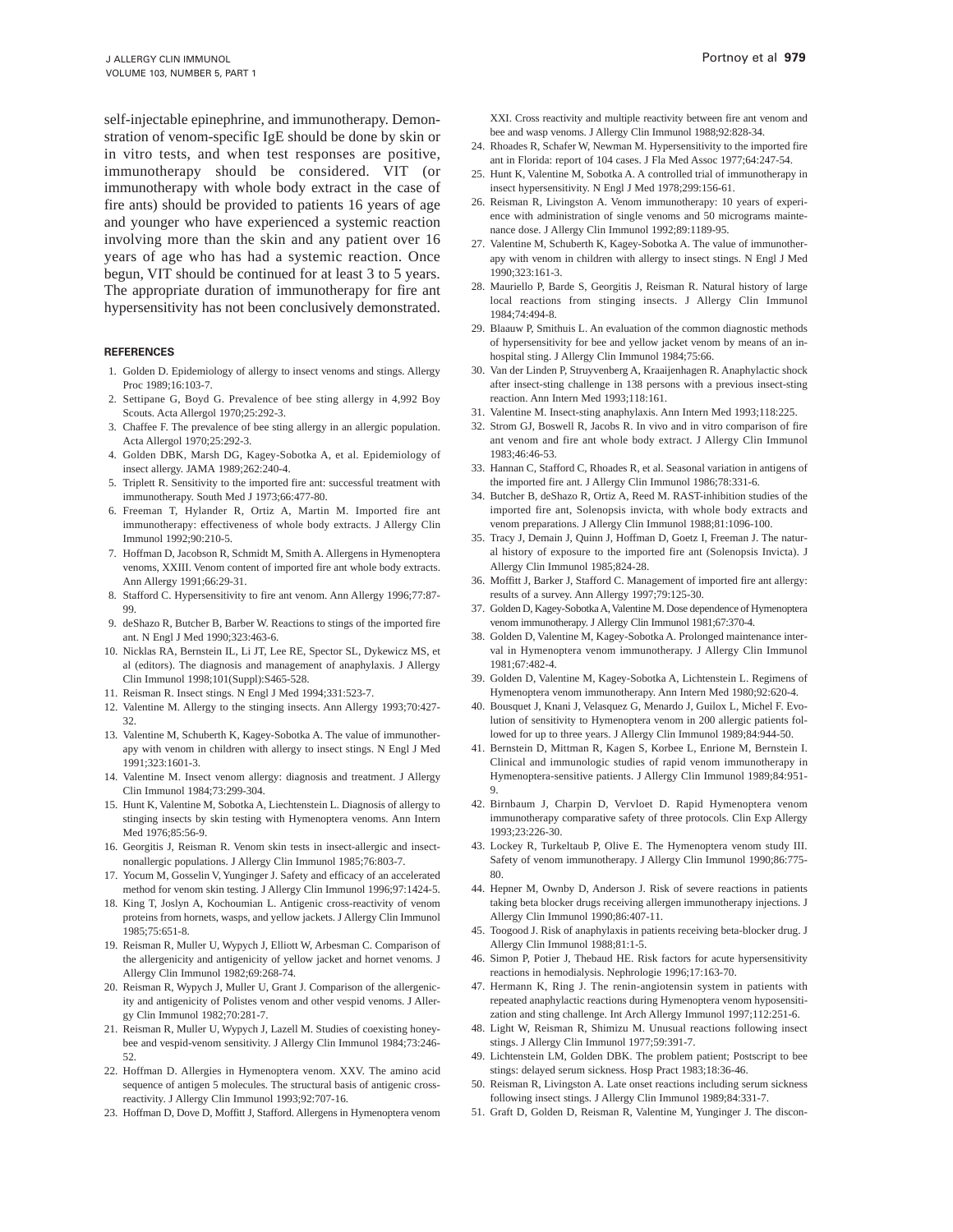self-injectable epinephrine, and immunotherapy. Demonstration of venom-specific IgE should be done by skin or in vitro tests, and when test responses are positive, immunotherapy should be considered. VIT (or immunotherapy with whole body extract in the case of fire ants) should be provided to patients 16 years of age and younger who have experienced a systemic reaction involving more than the skin and any patient over 16 years of age who has had a systemic reaction. Once begun, VIT should be continued for at least 3 to 5 years. The appropriate duration of immunotherapy for fire ant hypersensitivity has not been conclusively demonstrated.

## REFERENCES

1. Golden D. Epidemiology of allergy to insect venoms and stings. Allergy Proc 1989;16:103-7.
2. Settipane G, Boyd G. Prevalence of bee sting allergy in 4,992 Boy Scouts. Acta Allergol 1970;25:292-3.
3. Chaffee F. The prevalence of bee sting allergy in an allergic population. Acta Allergol 1970;25:292-3.
4. Golden DBK, Marsh DG, Kagey-Sobotka A, et al. Epidemiology of insect allergy. JAMA 1989;262:240-4.
5. Triplett R. Sensitivity to the imported fire ant: successful treatment with immunotherapy. South Med J 1973;66:477-80.
6. Freeman T, Hylander R, Ortiz A, Martin M. Imported fire ant immunotherapy: effectiveness of whole body extracts. J Allergy Clin Immunol 1992;90:210-5.
7. Hoffman D, Jacobson R, Schmidt M, Smith A. Allergens in Hymenoptera venoms, XXIII. Venom content of imported fire ant whole body extracts. Ann Allergy 1991;66:29-31.
8. Stafford C. Hypersensitivity to fire ant venom. Ann Allergy 1996;77:87-99.
9. deShazo R, Butcher B, Barber W. Reactions to stings of the imported fire ant. N Engl J Med 1990;323:463-6.
10. Nicklas RA, Bernstein IL, Li JT, Lee RE, Spector SL, Dykewicz MS, et al (editors). The diagnosis and management of anaphylaxis. J Allergy Clin Immunol 1998;101(Suppl):S465-528.
11. Reisman R. Insect stings. N Engl J Med 1994;331:523-7.
12. Valentine M. Allergy to the stinging insects. Ann Allergy 1993;70:427-32.
13. Valentine M, Schuberth K, Kagey-Sobotka A. The value of immunotherapy with venom in children with allergy to insect stings. N Engl J Med 1991;323:1601-3.
14. Valentine M. Insect venom allergy: diagnosis and treatment. J Allergy Clin Immunol 1984;73:299-304.
15. Hunt K, Valentine M, Sobotka A, Liechtenstein L. Diagnosis of allergy to stinging insects by skin testing with Hymenoptera venoms. Ann Intern Med 1976;85:56-9.
16. Georgitis J, Reisman R. Venom skin tests in insect-allergic and insect-nonallergic populations. J Allergy Clin Immunol 1985;76:803-7.
17. Yocum M, Gosselin V, Yunginger J. Safety and efficacy of an accelerated method for venom skin testing. J Allergy Clin Immunol 1996;97:1424-5.
18. King T, Joslyn A, Kochoumian L. Antigenic cross-reactivity of venom proteins from hornets, wasps, and yellow jackets. J Allergy Clin Immunol 1985;75:651-8.
19. Reisman R, Muller U, Wypych J, Elliott W, Arbesman C. Comparison of the allergenicity and antigenicity of yellow jacket and hornet venoms. J Allergy Clin Immunol 1982;69:268-74.
20. Reisman R, Wypych J, Muller U, Grant J. Comparison of the allergenicity and antigenicity of Polistes venom and other vespid venoms. J Allergy Clin Immunol 1982;70:281-7.
21. Reisman R, Muller U, Wypych J, Lazell M. Studies of coexisting honeybee and vespid-venom sensitivity. J Allergy Clin Immunol 1984;73:246-52.
22. Hoffman D. Allergies in Hymenoptera venom. XXV. The amino acid sequence of antigen 5 molecules. The structural basis of antigenic cross-reactivity. J Allergy Clin Immunol 1993;92:707-16.
23. Hoffman D, Dove D, Moffitt J, Stafford. Allergens in Hymenoptera venom XXI. Cross reactivity and multiple reactivity between fire ant venom and bee and wasp venoms. J Allergy Clin Immunol 1988;92:828-34.
24. Rhoades R, Schafer W, Newman M. Hypersensitivity to the imported fire ant in Florida: report of 104 cases. J Fla Med Assoc 1977;64:247-54.
25. Hunt K, Valentine M, Sobotka A. A controlled trial of immunotherapy in insect hypersensitivity. N Engl J Med 1978;299:156-61.
26. Reisman R, Livingston A. Venom immunotherapy: 10 years of experience with administration of single venoms and 50 micrograms maintenance dose. J Allergy Clin Immunol 1992;89:1189-95.
27. Valentine M, Schuberth K, Kagey-Sobotka A. The value of immunotherapy with venom in children with allergy to insect stings. N Engl J Med 1990;323:161-3.
28. Mauriello P, Barde S, Georgitis J, Reisman R. Natural history of large local reactions from stinging insects. J Allergy Clin Immunol 1984;74:494-8.
29. Blaauw P, Smithuis L. An evaluation of the common diagnostic methods of hypersensitivity for bee and yellow jacket venom by means of an in-hospital sting. J Allergy Clin Immunol 1984;75:66.
30. Van der Linden P, Struyvenberg A, Kraaijenhagen R. Anaphylactic shock after insect-sting challenge in 138 persons with a previous insect-sting reaction. Ann Intern Med 1993;118:161.
31. Valentine M. Insect-sting anaphylaxis. Ann Intern Med 1993;118:225.
32. Strom GJ, Boswell R, Jacobs R. In vivo and in vitro comparison of fire ant venom and fire ant whole body extract. J Allergy Clin Immunol 1983;46:46-53.
33. Hannan C, Stafford C, Rhoades R, et al. Seasonal variation in antigens of the imported fire ant. J Allergy Clin Immunol 1986;78:331-6.
34. Butcher B, deShazo R, Ortiz A, Reed M. RAST-inhibition studies of the imported fire ant, Solenopsis invicta, with whole body extracts and venom preparations. J Allergy Clin Immunol 1988;81:1096-100.
35. Tracy J, Demain J, Quinn J, Hoffman D, Goetz I, Freeman J. The natural history of exposure to the imported fire ant (Solenopsis Invicta). J Allergy Clin Immunol 1985;824-28.
36. Moffitt J, Barker J, Stafford C. Management of imported fire ant allergy: results of a survey. Ann Allergy 1997;79:125-30.
37. Golden D, Kagey-Sobotka A, Valentine M. Dose dependence of Hymenoptera venom immunotherapy. J Allergy Clin Immunol 1981;67:370-4.
38. Golden D, Valentine M, Kagey-Sobotka A. Prolonged maintenance interval in Hymenoptera venom immunotherapy. J Allergy Clin Immunol 1981;67:482-4.
39. Golden D, Valentine M, Kagey-Sobotka A, Lichtenstein L. Regimens of Hymenoptera venom immunotherapy. Ann Intern Med 1980;92:620-4.
40. Bousquet J, Knani J, Velasquez G, Menardo J, Guilox L, Michel F. Evolution of sensitivity to Hymenoptera venom in 200 allergic patients followed for up to three years. J Allergy Clin Immunol 1989;84:944-50.
41. Bernstein D, Mittman R, Kagen S, Korbee L, Enrione M, Bernstein I. Clinical and immunologic studies of rapid venom immunotherapy in Hymenoptera-sensitive patients. J Allergy Clin Immunol 1989;84:951-9.
42. Birnbaum J, Charpin D, Vervloet D. Rapid Hymenoptera venom immunotherapy comparative safety of three protocols. Clin Exp Allergy 1993;23:226-30.
43. Lockey R, Turkeltaub P, Olive E. The Hymenoptera venom study III. Safety of venom immunotherapy. J Allergy Clin Immunol 1990;86:775-80.
44. Hepner M, Ownby D, Anderson J. Risk of severe reactions in patients taking beta blocker drugs receiving allergen immunotherapy injections. J Allergy Clin Immunol 1990;86:407-11.
45. Toogood J. Risk of anaphylaxis in patients receiving beta-blocker drug. J Allergy Clin Immunol 1988;81:1-5.
46. Simon P, Potier J, Thebaud HE. Risk factors for acute hypersensitivity reactions in hemodialysis. Nephrologie 1996;17:163-70.
47. Hermann K, Ring J. The renin-angiotensin system in patients with repeated anaphylactic reactions during Hymenoptera venom hyposensitization and sting challenge. Int Arch Allergy Immunol 1997;112:251-6.
48. Light W, Reisman R, Shimizu M. Unusual reactions following insect stings. J Allergy Clin Immunol 1977;59:391-7.
49. Lichtenstein LM, Golden DBK. The problem patient; Postscript to bee stings: delayed serum sickness. Hosp Pract 1983;18:36-46.
50. Reisman R, Livingston A. Late onset reactions including serum sickness following insect stings. J Allergy Clin Immunol 1989;84:331-7.
51. Graft D, Golden D, Reisman R, Valentine M, Yunginger J. The discon-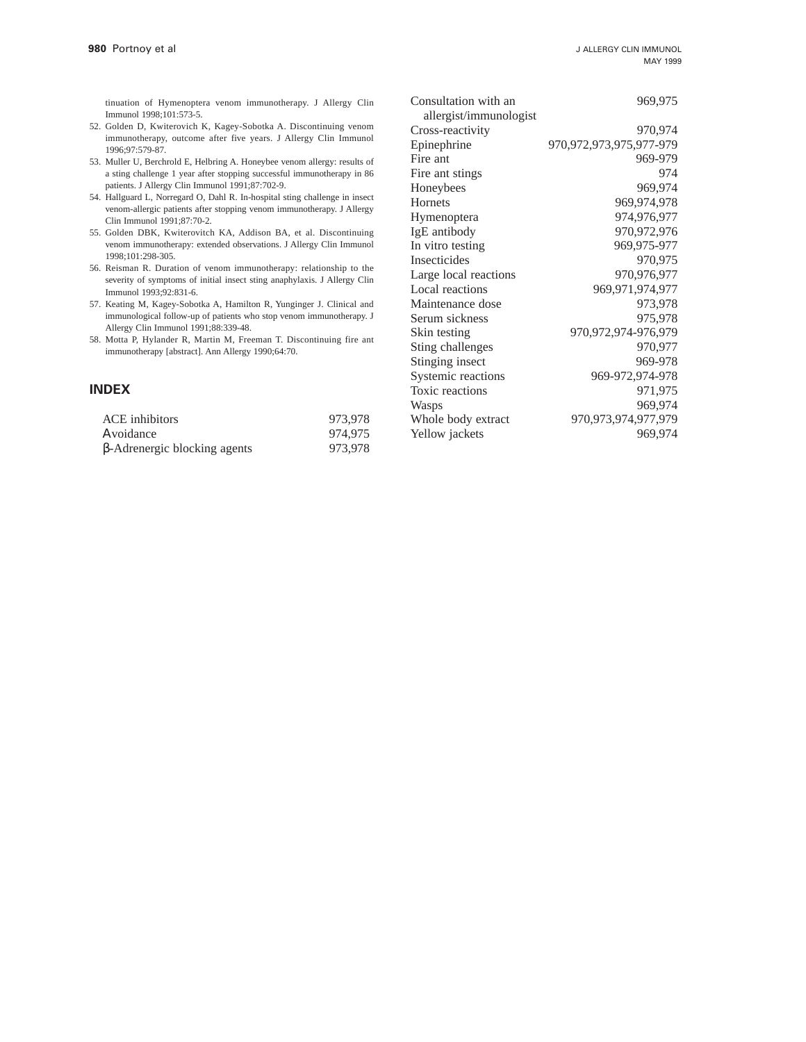tinuation of Hymenoptera venom immunotherapy. J Allergy Clin Immunol 1998;101:573-5.

52. Golden D, Kwiterovich K, Kagey-Sobotka A. Discontinuing venom immunotherapy, outcome after five years. J Allergy Clin Immunol 1996;97:579-87.
53. Muller U, Berchrold E, Helbring A. Honeybee venom allergy: results of a sting challenge 1 year after stopping successful immunotherapy in 86 patients. J Allergy Clin Immunol 1991;87:702-9.
54. Hallguard L, Norregard O, Dahl R. In-hospital sting challenge in insect venom-allergic patients after stopping venom immunotherapy. J Allergy Clin Immunol 1991;87:70-2.
55. Golden DBK, Kwiterovitch KA, Addison BA, et al. Discontinuing venom immunotherapy: extended observations. J Allergy Clin Immunol 1998;101:298-305.
56. Reisman R. Duration of venom immunotherapy: relationship to the severity of symptoms of initial insect sting anaphylaxis. J Allergy Clin Immunol 1993;92:831-6.
57. Keating M, Kagey-Sobotka A, Hamilton R, Yunginger J. Clinical and immunological follow-up of patients who stop venom immunotherapy. J Allergy Clin Immunol 1991;88:339-48.
58. Motta P, Hylander R, Martin M, Freeman T. Discontinuing fire ant immunotherapy [abstract]. Ann Allergy 1990;64:70.

## INDEX

| | |
|---|---|
| ACE inhibitors | 973,978 |
| Avoidance | 974,975 |
| β-Adrenergic blocking agents | 973,978 |
| Consultation with an allergist/immunologist | 969,975 |
| Cross-reactivity | 970,974 |
| Epinephrine | 970,972,973,975,977-979 |
| Fire ant | 969-979 |
| Fire ant stings | 974 |
| Honeybees | 969,974 |
| Hornets | 969,974,978 |
| Hymenoptera | 974,976,977 |
| IgE antibody | 970,972,976 |
| In vitro testing | 969,975-977 |
| Insecticides | 970,975 |
| Large local reactions | 970,976,977 |
| Local reactions | 969,971,974,977 |
| Maintenance dose | 973,978 |
| Serum sickness | 975,978 |
| Skin testing | 970,972,974-976,979 |
| Sting challenges | 970,977 |
| Stinging insect | 969-978 |
| Systemic reactions | 969-972,974-978 |
| Toxic reactions | 971,975 |
| Wasps | 969,974 |
| Whole body extract | 970,973,974,977,979 |
| Yellow jackets | 969,974 |